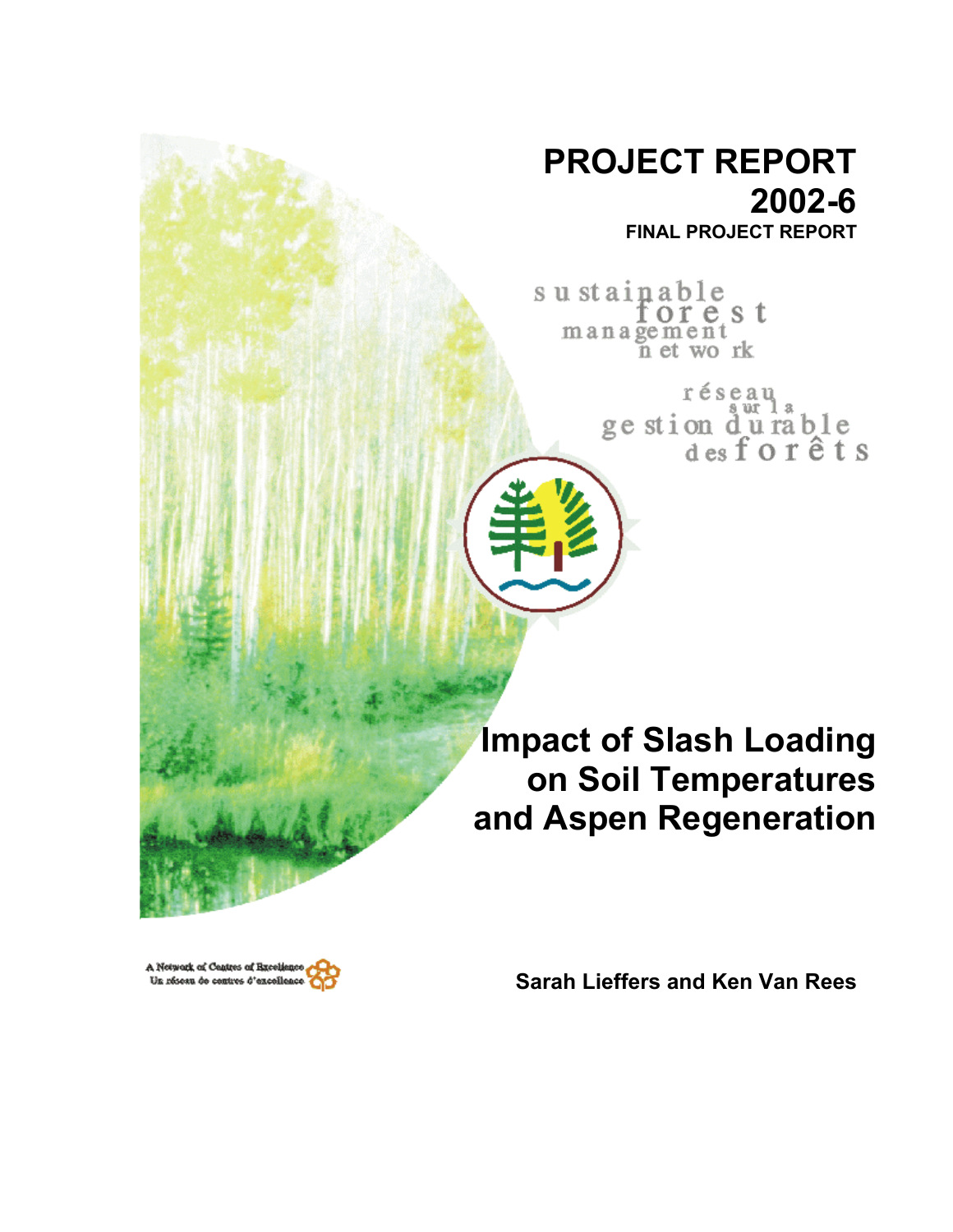# PROJECT REPORT 2002-6

**FINAL PROJECT REPORT**

sustainable forest management network

réseau sur la gestion durable des forêts

# Impact of Slash Loading on Soil Temperatures and Aspen Regeneration

A Network of Centres of Excellence
Un réseau de centres d'excellence

**Sarah Lieffers and Ken Van Rees**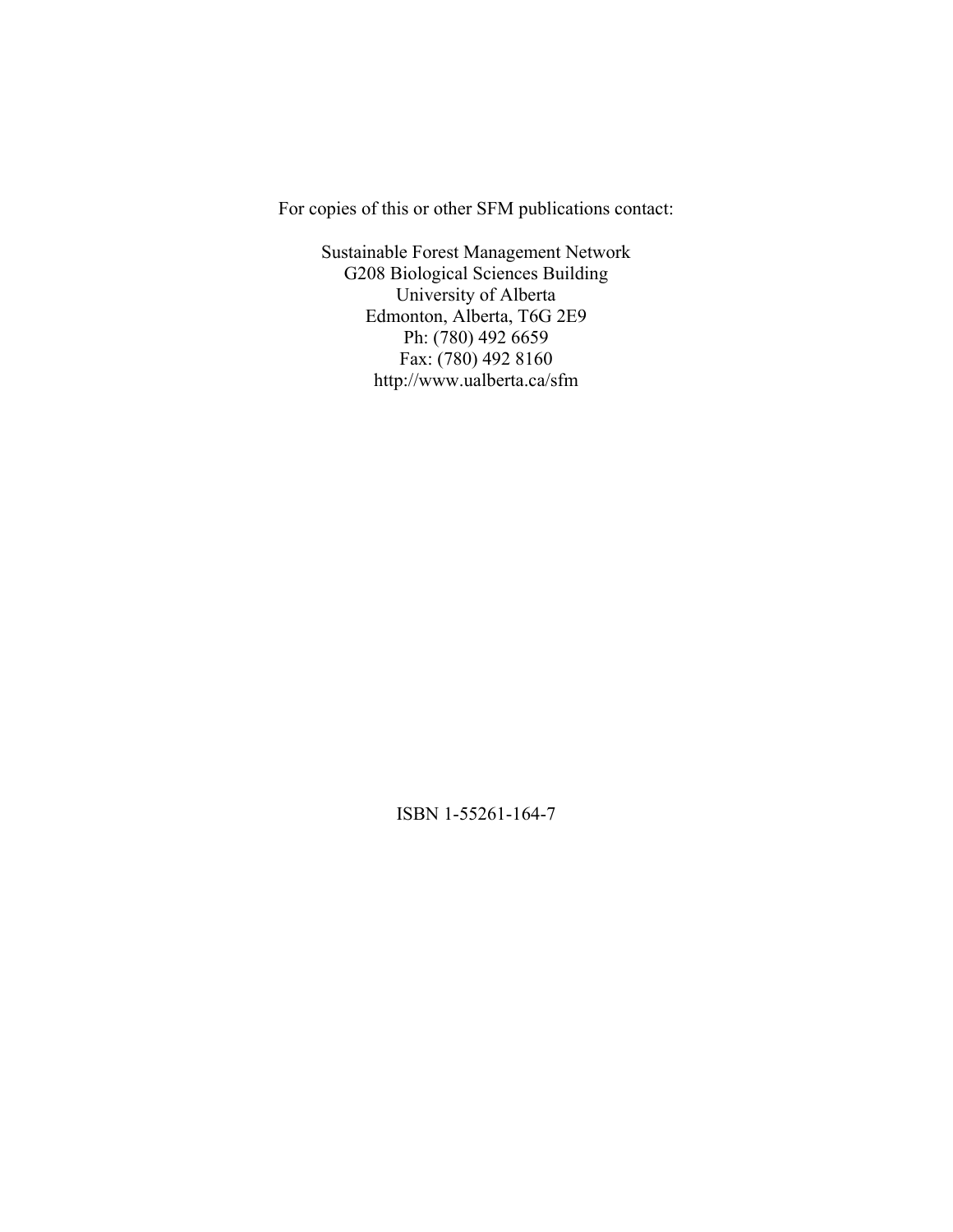For copies of this or other SFM publications contact:

Sustainable Forest Management Network
G208 Biological Sciences Building
University of Alberta
Edmonton, Alberta, T6G 2E9
Ph: (780) 492 6659
Fax: (780) 492 8160
http://www.ualberta.ca/sfm

ISBN 1-55261-164-7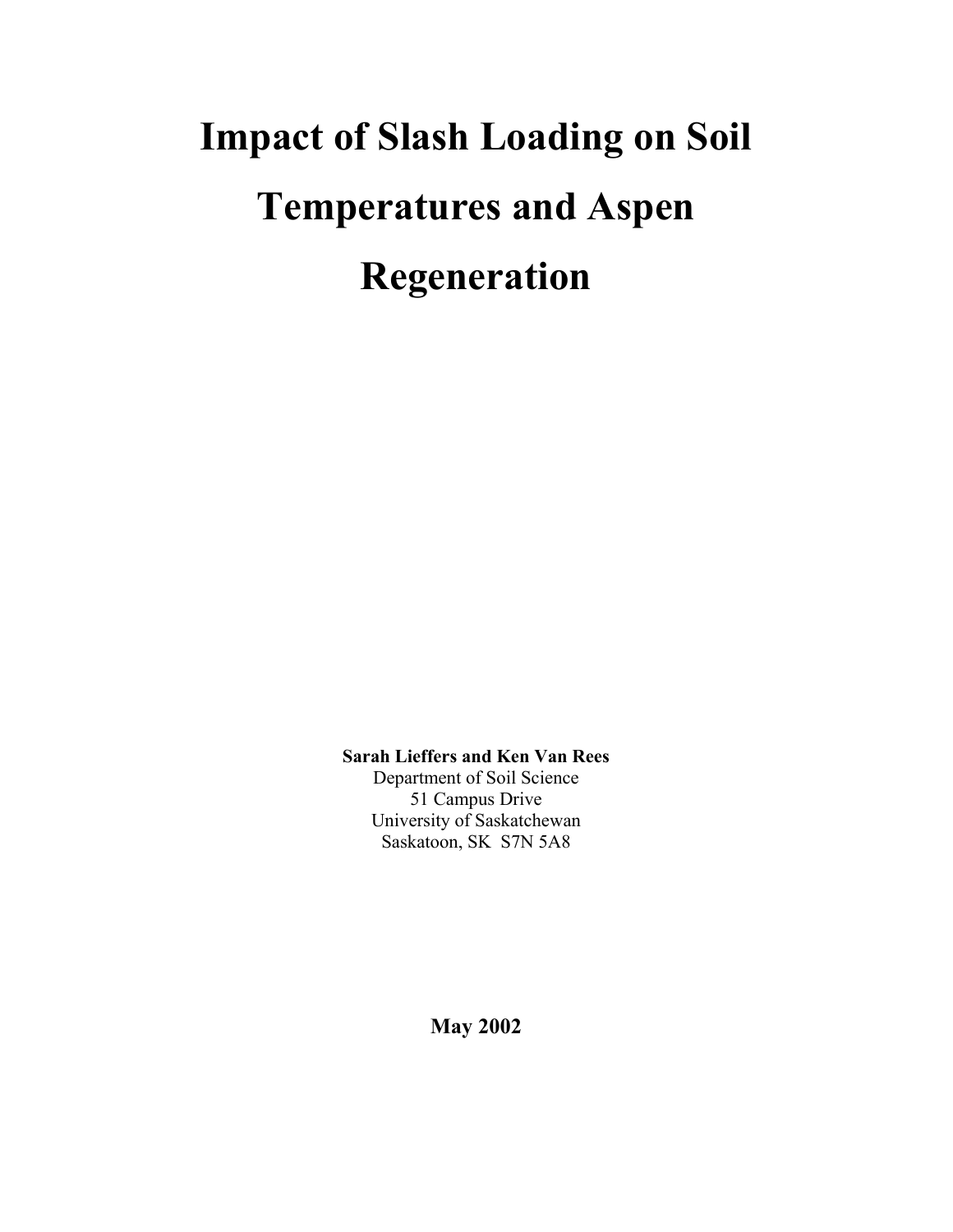# Impact of Slash Loading on Soil Temperatures and Aspen Regeneration

**Sarah Lieffers and Ken Van Rees**
Department of Soil Science
51 Campus Drive
University of Saskatchewan
Saskatoon, SK S7N 5A8

**May 2002**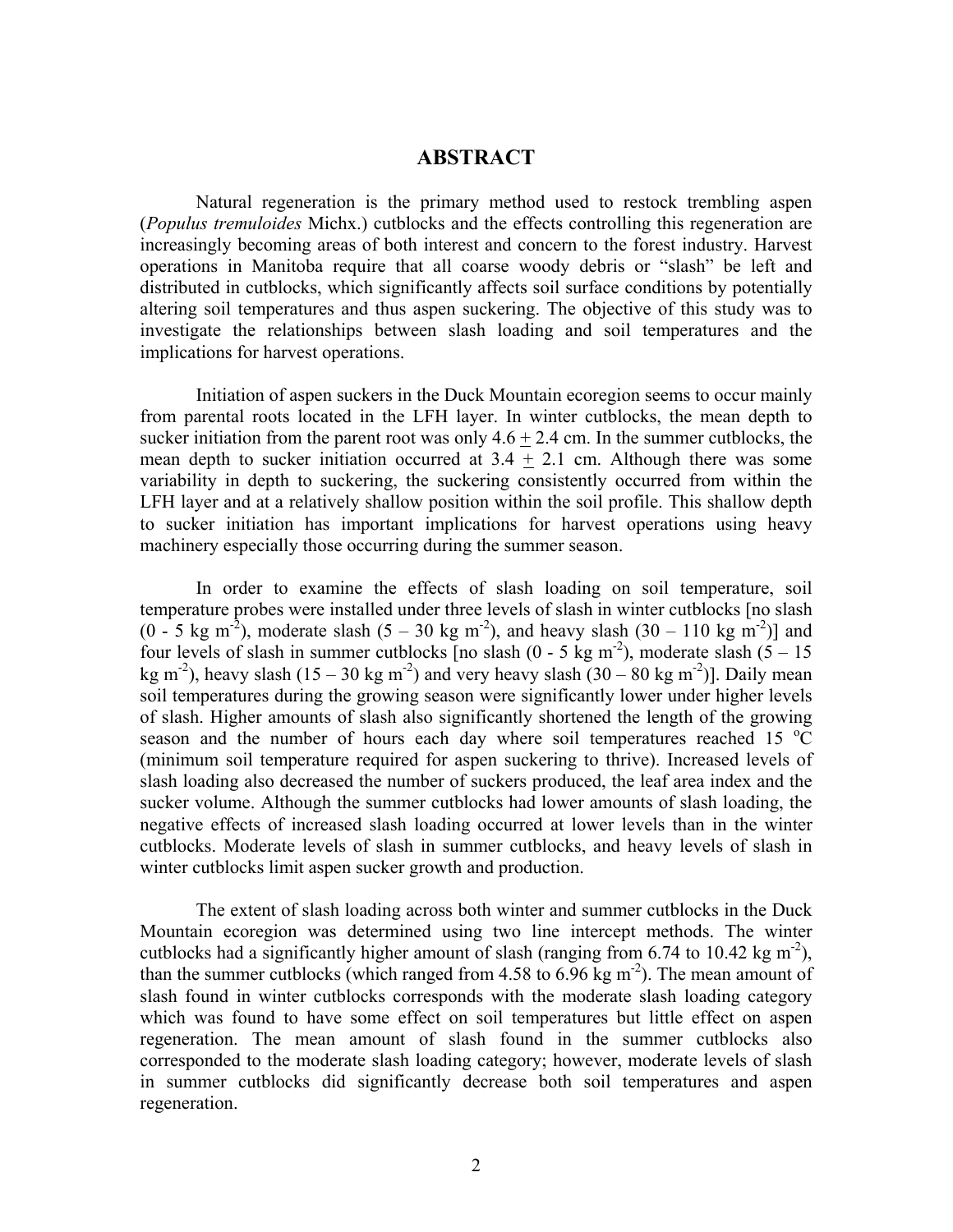# ABSTRACT

Natural regeneration is the primary method used to restock trembling aspen (*Populus tremuloides* Michx.) cutblocks and the effects controlling this regeneration are increasingly becoming areas of both interest and concern to the forest industry. Harvest operations in Manitoba require that all coarse woody debris or "slash" be left and distributed in cutblocks, which significantly affects soil surface conditions by potentially altering soil temperatures and thus aspen suckering. The objective of this study was to investigate the relationships between slash loading and soil temperatures and the implications for harvest operations.

Initiation of aspen suckers in the Duck Mountain ecoregion seems to occur mainly from parental roots located in the LFH layer. In winter cutblocks, the mean depth to sucker initiation from the parent root was only $4.6 \pm 2.4$ cm. In the summer cutblocks, the mean depth to sucker initiation occurred at $3.4 \pm 2.1$ cm. Although there was some variability in depth to suckering, the suckering consistently occurred from within the LFH layer and at a relatively shallow position within the soil profile. This shallow depth to sucker initiation has important implications for harvest operations using heavy machinery especially those occurring during the summer season.

In order to examine the effects of slash loading on soil temperature, soil temperature probes were installed under three levels of slash in winter cutblocks [no slash (0 - 5 kg $m^{-2}$), moderate slash (5 – 30 kg $m^{-2}$), and heavy slash (30 – 110 kg $m^{-2}$)] and four levels of slash in summer cutblocks [no slash (0 - 5 kg $m^{-2}$), moderate slash (5 – 15 kg $m^{-2}$), heavy slash (15 – 30 kg $m^{-2}$) and very heavy slash (30 – 80 kg $m^{-2}$)]. Daily mean soil temperatures during the growing season were significantly lower under higher levels of slash. Higher amounts of slash also significantly shortened the length of the growing season and the number of hours each day where soil temperatures reached 15 $^{o}$C (minimum soil temperature required for aspen suckering to thrive). Increased levels of slash loading also decreased the number of suckers produced, the leaf area index and the sucker volume. Although the summer cutblocks had lower amounts of slash loading, the negative effects of increased slash loading occurred at lower levels than in the winter cutblocks. Moderate levels of slash in summer cutblocks, and heavy levels of slash in winter cutblocks limit aspen sucker growth and production.

The extent of slash loading across both winter and summer cutblocks in the Duck Mountain ecoregion was determined using two line intercept methods. The winter cutblocks had a significantly higher amount of slash (ranging from 6.74 to 10.42 kg $m^{-2}$), than the summer cutblocks (which ranged from 4.58 to 6.96 kg $m^{-2}$). The mean amount of slash found in winter cutblocks corresponds with the moderate slash loading category which was found to have some effect on soil temperatures but little effect on aspen regeneration. The mean amount of slash found in the summer cutblocks also corresponded to the moderate slash loading category; however, moderate levels of slash in summer cutblocks did significantly decrease both soil temperatures and aspen regeneration.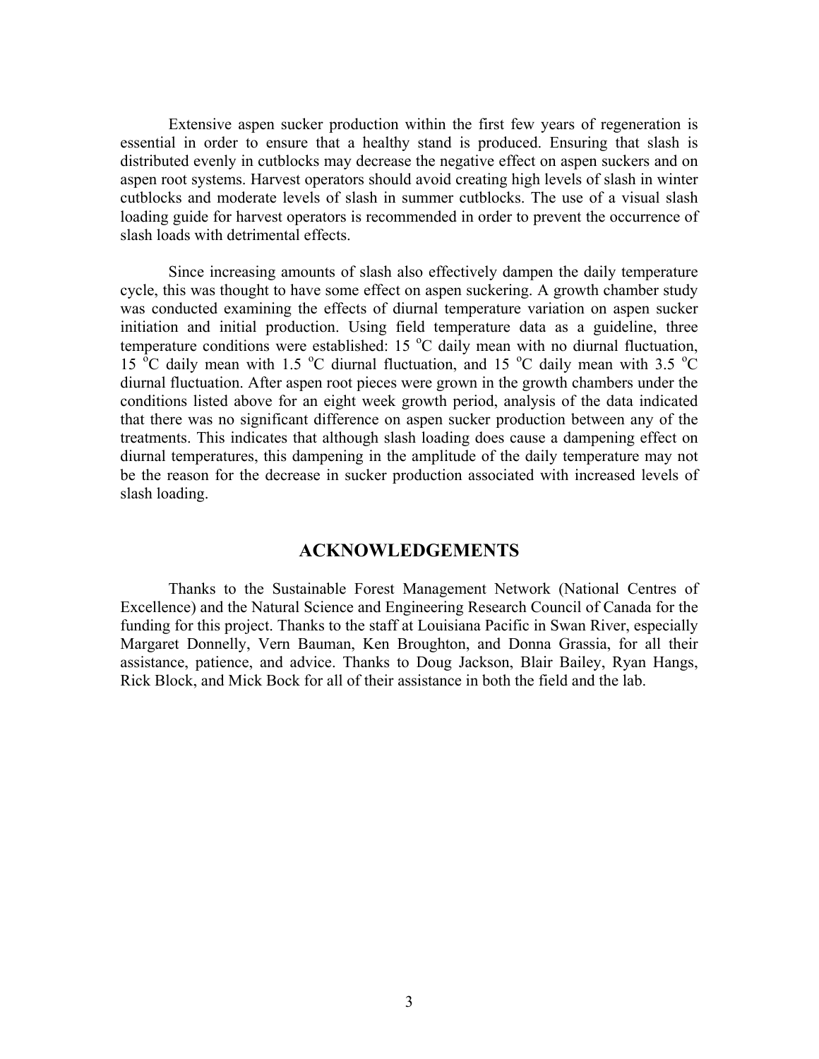Extensive aspen sucker production within the first few years of regeneration is essential in order to ensure that a healthy stand is produced. Ensuring that slash is distributed evenly in cutblocks may decrease the negative effect on aspen suckers and on aspen root systems. Harvest operators should avoid creating high levels of slash in winter cutblocks and moderate levels of slash in summer cutblocks. The use of a visual slash loading guide for harvest operators is recommended in order to prevent the occurrence of slash loads with detrimental effects.

Since increasing amounts of slash also effectively dampen the daily temperature cycle, this was thought to have some effect on aspen suckering. A growth chamber study was conducted examining the effects of diurnal temperature variation on aspen sucker initiation and initial production. Using field temperature data as a guideline, three temperature conditions were established: 15 °C daily mean with no diurnal fluctuation, 15 °C daily mean with 1.5 °C diurnal fluctuation, and 15 °C daily mean with 3.5 °C diurnal fluctuation. After aspen root pieces were grown in the growth chambers under the conditions listed above for an eight week growth period, analysis of the data indicated that there was no significant difference on aspen sucker production between any of the treatments. This indicates that although slash loading does cause a dampening effect on diurnal temperatures, this dampening in the amplitude of the daily temperature may not be the reason for the decrease in sucker production associated with increased levels of slash loading.

## ACKNOWLEDGEMENTS

Thanks to the Sustainable Forest Management Network (National Centres of Excellence) and the Natural Science and Engineering Research Council of Canada for the funding for this project. Thanks to the staff at Louisiana Pacific in Swan River, especially Margaret Donnelly, Vern Bauman, Ken Broughton, and Donna Grassia, for all their assistance, patience, and advice. Thanks to Doug Jackson, Blair Bailey, Ryan Hangs, Rick Block, and Mick Bock for all of their assistance in both the field and the lab.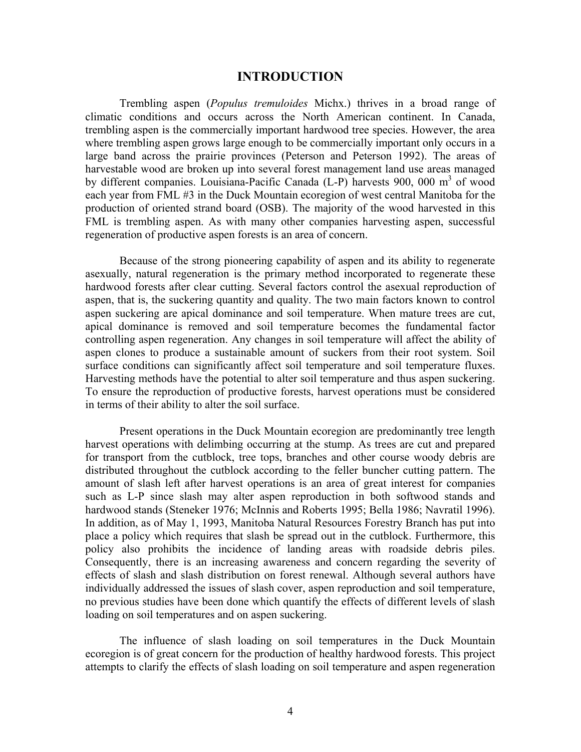# INTRODUCTION

Trembling aspen (*Populus tremuloides* Michx.) thrives in a broad range of climatic conditions and occurs across the North American continent. In Canada, trembling aspen is the commercially important hardwood tree species. However, the area where trembling aspen grows large enough to be commercially important only occurs in a large band across the prairie provinces (Peterson and Peterson 1992). The areas of harvestable wood are broken up into several forest management land use areas managed by different companies. Louisiana-Pacific Canada (L-P) harvests 900, 000 $m^3$ of wood each year from FML #3 in the Duck Mountain ecoregion of west central Manitoba for the production of oriented strand board (OSB). The majority of the wood harvested in this FML is trembling aspen. As with many other companies harvesting aspen, successful regeneration of productive aspen forests is an area of concern.

Because of the strong pioneering capability of aspen and its ability to regenerate asexually, natural regeneration is the primary method incorporated to regenerate these hardwood forests after clear cutting. Several factors control the asexual reproduction of aspen, that is, the suckering quantity and quality. The two main factors known to control aspen suckering are apical dominance and soil temperature. When mature trees are cut, apical dominance is removed and soil temperature becomes the fundamental factor controlling aspen regeneration. Any changes in soil temperature will affect the ability of aspen clones to produce a sustainable amount of suckers from their root system. Soil surface conditions can significantly affect soil temperature and soil temperature fluxes. Harvesting methods have the potential to alter soil temperature and thus aspen suckering. To ensure the reproduction of productive forests, harvest operations must be considered in terms of their ability to alter the soil surface.

Present operations in the Duck Mountain ecoregion are predominantly tree length harvest operations with delimbing occurring at the stump. As trees are cut and prepared for transport from the cutblock, tree tops, branches and other course woody debris are distributed throughout the cutblock according to the feller buncher cutting pattern. The amount of slash left after harvest operations is an area of great interest for companies such as L-P since slash may alter aspen reproduction in both softwood stands and hardwood stands (Steneker 1976; McInnis and Roberts 1995; Bella 1986; Navratil 1996). In addition, as of May 1, 1993, Manitoba Natural Resources Forestry Branch has put into place a policy which requires that slash be spread out in the cutblock. Furthermore, this policy also prohibits the incidence of landing areas with roadside debris piles. Consequently, there is an increasing awareness and concern regarding the severity of effects of slash and slash distribution on forest renewal. Although several authors have individually addressed the issues of slash cover, aspen reproduction and soil temperature, no previous studies have been done which quantify the effects of different levels of slash loading on soil temperatures and on aspen suckering.

The influence of slash loading on soil temperatures in the Duck Mountain ecoregion is of great concern for the production of healthy hardwood forests. This project attempts to clarify the effects of slash loading on soil temperature and aspen regeneration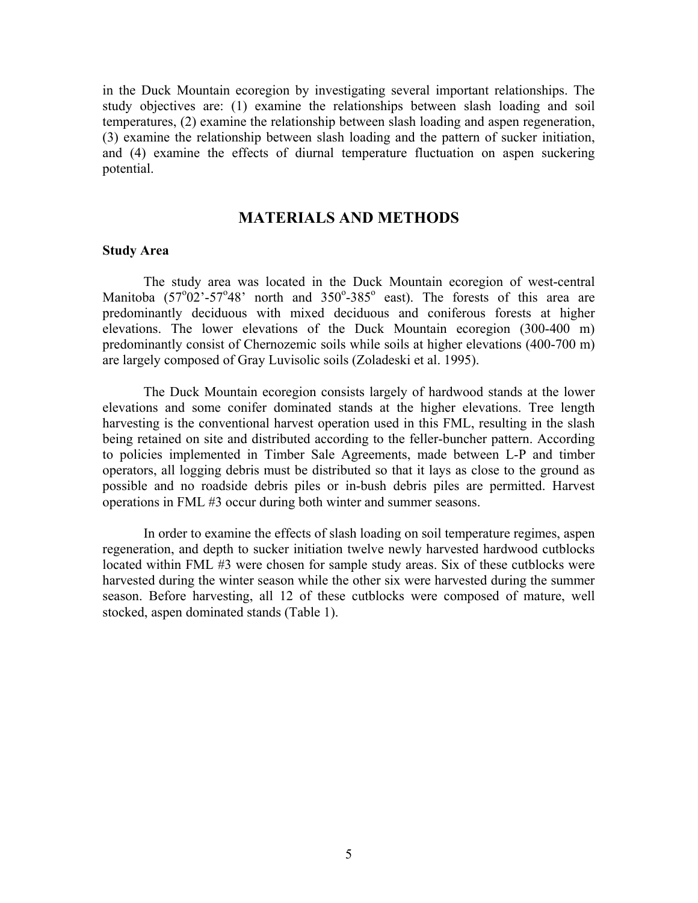in the Duck Mountain ecoregion by investigating several important relationships. The study objectives are: (1) examine the relationships between slash loading and soil temperatures, (2) examine the relationship between slash loading and aspen regeneration, (3) examine the relationship between slash loading and the pattern of sucker initiation, and (4) examine the effects of diurnal temperature fluctuation on aspen suckering potential.

## MATERIALS AND METHODS

### Study Area

The study area was located in the Duck Mountain ecoregion of west-central Manitoba ($57^{o}02'$-$57^{o}48'$ north and $350^{o}$-$385^{o}$ east). The forests of this area are predominantly deciduous with mixed deciduous and coniferous forests at higher elevations. The lower elevations of the Duck Mountain ecoregion (300-400 m) predominantly consist of Chernozemic soils while soils at higher elevations (400-700 m) are largely composed of Gray Luvisolic soils (Zoladeski et al. 1995).

The Duck Mountain ecoregion consists largely of hardwood stands at the lower elevations and some conifer dominated stands at the higher elevations. Tree length harvesting is the conventional harvest operation used in this FML, resulting in the slash being retained on site and distributed according to the feller-buncher pattern. According to policies implemented in Timber Sale Agreements, made between L-P and timber operators, all logging debris must be distributed so that it lays as close to the ground as possible and no roadside debris piles or in-bush debris piles are permitted. Harvest operations in FML #3 occur during both winter and summer seasons.

In order to examine the effects of slash loading on soil temperature regimes, aspen regeneration, and depth to sucker initiation twelve newly harvested hardwood cutblocks located within FML #3 were chosen for sample study areas. Six of these cutblocks were harvested during the winter season while the other six were harvested during the summer season. Before harvesting, all 12 of these cutblocks were composed of mature, well stocked, aspen dominated stands (Table 1).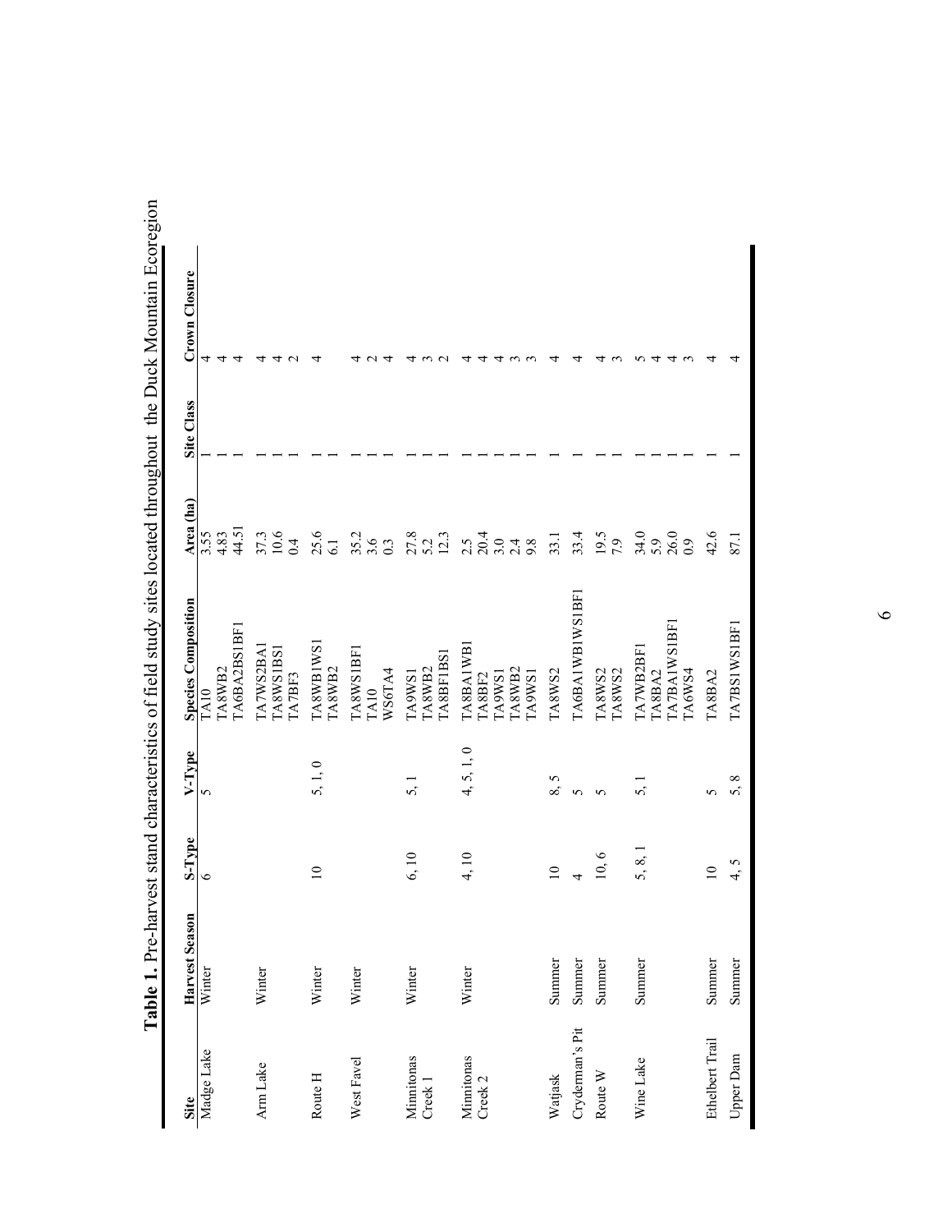**Table 1.** Pre-harvest stand characteristics of field study sites located throughout the Duck Mountain Ecoregion

| Site | Harvest Season | S-Type | V-Type | Species Composition | Area (ha) | Site Class | Crown Closure |
|---|---|---|---|---|---|---|---|
| Madge Lake | Winter | 6 | 5 | TA10 | 3.55 | 1 | 4 |
| | | | | TA8WB2 | 4.83 | 1 | 4 |
| | | | | TA6BA2BS1BF1 | 44.51 | 1 | 4 |
| Arm Lake | Winter | | | TA7WS2BA1 | 37.3 | 1 | 4 |
| | | | | TA8WS1BS1 | 10.6 | 1 | 4 |
| | | | | TA7BF3 | 0.4 | 1 | 2 |
| Route H | Winter | 10 | 5, 1, 0 | TA8WB1WS1 | 25.6 | 1 | 4 |
| | | | | TA8WB2 | 6.1 | 1 | |
| West Favel | Winter | | | TA8WS1BF1 | 35.2 | 1 | 4 |
| | | | | TA10 | 3.6 | 1 | 2 |
| | | | | WS6TA4 | 0.3 | 1 | 4 |
| Minnitonas Creek 1 | Winter | 6, 10 | 5, 1 | TA9WS1 | 27.8 | 1 | 4 |
| | | | | TA8WB2 | 5.2 | 1 | 3 |
| | | | | TA8BF1BS1 | 12.3 | 1 | 2 |
| Minnitonas Creek 2 | Winter | 4, 10 | 4, 5, 1, 0 | TA8BA1WB1 | 2.5 | 1 | 4 |
| | | | | TA8BF2 | 20.4 | 1 | 4 |
| | | | | TA9WS1 | 3.0 | 1 | 4 |
| | | | | TA8WB2 | 2.4 | 1 | 3 |
| | | | | TA9WS1 | 9.8 | 1 | 3 |
| Watjask | Summer | 10 | 8, 5 | TA8WS2 | 33.1 | 1 | 4 |
| Cryderman's Pit | Summer | 4 | 5 | TA6BA1WB1WS1BF1 | 33.4 | 1 | 4 |
| Route W | Summer | 10, 6 | 5 | TA8WS2 | 19.5 | 1 | 4 |
| | | | | TA8WS2 | 7.9 | 1 | 3 |
| Wine Lake | Summer | 5, 8, 1 | 5, 1 | TA7WB2BF1 | 34.0 | 1 | 5 |
| | | | | TA8BA2 | 5.9 | 1 | 4 |
| | | | | TA7BA1WS1BF1 | 26.0 | 1 | 4 |
| | | | | TA6WS4 | 0.9 | 1 | 3 |
| Ethelbert Trail | Summer | 10 | 5 | TA8BA2 | 42.6 | 1 | 4 |
| Upper Dam | Summer | 4, 5 | 5, 8 | TA7BS1WS1BF1 | 87.1 | 1 | 4 |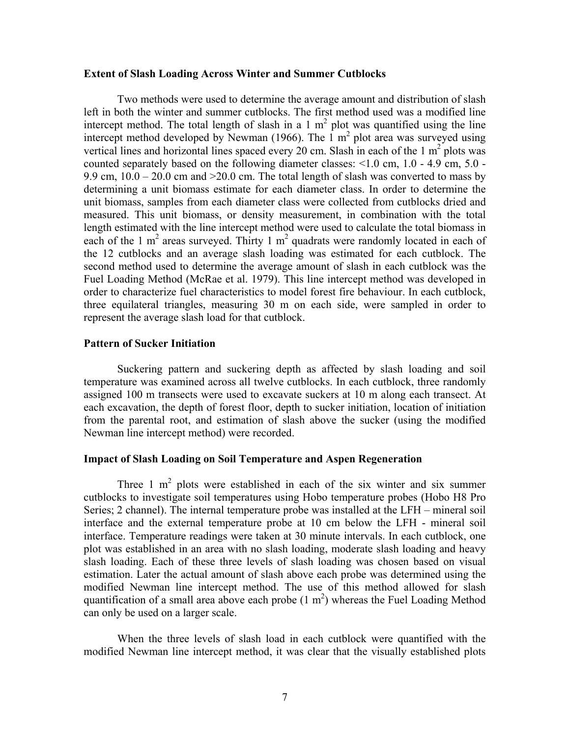### Extent of Slash Loading Across Winter and Summer Cutblocks

Two methods were used to determine the average amount and distribution of slash left in both the winter and summer cutblocks. The first method used was a modified line intercept method. The total length of slash in a 1 $m^2$ plot was quantified using the line intercept method developed by Newman (1966). The 1 $m^2$ plot area was surveyed using vertical lines and horizontal lines spaced every 20 cm. Slash in each of the 1 $m^2$ plots was counted separately based on the following diameter classes: <1.0 cm, 1.0 - 4.9 cm, 5.0 - 9.9 cm, 10.0 – 20.0 cm and >20.0 cm. The total length of slash was converted to mass by determining a unit biomass estimate for each diameter class. In order to determine the unit biomass, samples from each diameter class were collected from cutblocks dried and measured. This unit biomass, or density measurement, in combination with the total length estimated with the line intercept method were used to calculate the total biomass in each of the 1 $m^2$ areas surveyed. Thirty 1 $m^2$ quadrats were randomly located in each of the 12 cutblocks and an average slash loading was estimated for each cutblock. The second method used to determine the average amount of slash in each cutblock was the Fuel Loading Method (McRae et al. 1979). This line intercept method was developed in order to characterize fuel characteristics to model forest fire behaviour. In each cutblock, three equilateral triangles, measuring 30 m on each side, were sampled in order to represent the average slash load for that cutblock.

### Pattern of Sucker Initiation

Suckering pattern and suckering depth as affected by slash loading and soil temperature was examined across all twelve cutblocks. In each cutblock, three randomly assigned 100 m transects were used to excavate suckers at 10 m along each transect. At each excavation, the depth of forest floor, depth to sucker initiation, location of initiation from the parental root, and estimation of slash above the sucker (using the modified Newman line intercept method) were recorded.

### Impact of Slash Loading on Soil Temperature and Aspen Regeneration

Three 1 $m^2$ plots were established in each of the six winter and six summer cutblocks to investigate soil temperatures using Hobo temperature probes (Hobo H8 Pro Series; 2 channel). The internal temperature probe was installed at the LFH – mineral soil interface and the external temperature probe at 10 cm below the LFH - mineral soil interface. Temperature readings were taken at 30 minute intervals. In each cutblock, one plot was established in an area with no slash loading, moderate slash loading and heavy slash loading. Each of these three levels of slash loading was chosen based on visual estimation. Later the actual amount of slash above each probe was determined using the modified Newman line intercept method. The use of this method allowed for slash quantification of a small area above each probe (1 $m^2$) whereas the Fuel Loading Method can only be used on a larger scale.

When the three levels of slash load in each cutblock were quantified with the modified Newman line intercept method, it was clear that the visually established plots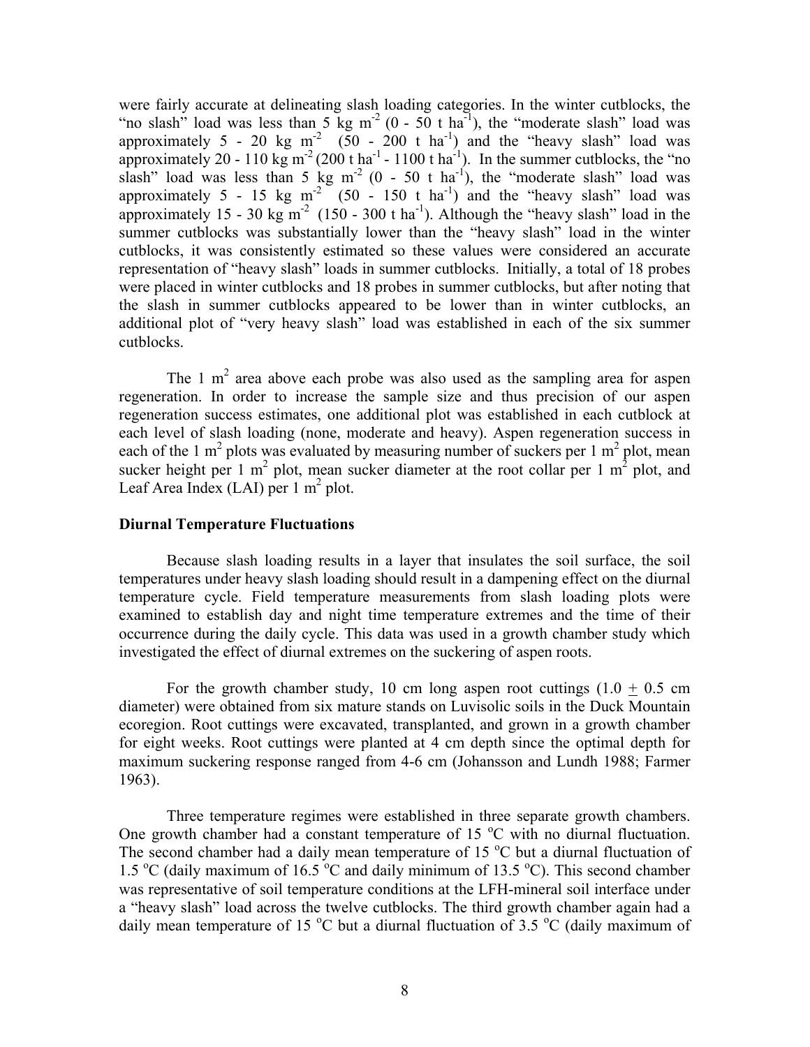were fairly accurate at delineating slash loading categories. In the winter cutblocks, the "no slash" load was less than 5 kg $m^{-2}$ (0 - 50 t $ha^{-1}$), the "moderate slash" load was approximately 5 - 20 kg $m^{-2}$ (50 - 200 t $ha^{-1}$) and the "heavy slash" load was approximately 20 - 110 kg $m^{-2}$ (200 t $ha^{-1}$ - 1100 t $ha^{-1}$). In the summer cutblocks, the "no slash" load was less than 5 kg $m^{-2}$ (0 - 50 t $ha^{-1}$), the "moderate slash" load was approximately 5 - 15 kg $m^{-2}$ (50 - 150 t $ha^{-1}$) and the "heavy slash" load was approximately 15 - 30 kg $m^{-2}$ (150 - 300 t $ha^{-1}$). Although the "heavy slash" load in the summer cutblocks was substantially lower than the "heavy slash" load in the winter cutblocks, it was consistently estimated so these values were considered an accurate representation of "heavy slash" loads in summer cutblocks. Initially, a total of 18 probes were placed in winter cutblocks and 18 probes in summer cutblocks, but after noting that the slash in summer cutblocks appeared to be lower than in winter cutblocks, an additional plot of "very heavy slash" load was established in each of the six summer cutblocks.

The 1 $m^2$ area above each probe was also used as the sampling area for aspen regeneration. In order to increase the sample size and thus precision of our aspen regeneration success estimates, one additional plot was established in each cutblock at each level of slash loading (none, moderate and heavy). Aspen regeneration success in each of the 1 $m^2$ plots was evaluated by measuring number of suckers per 1 $m^2$ plot, mean sucker height per 1 $m^2$ plot, mean sucker diameter at the root collar per 1 $m^2$ plot, and Leaf Area Index (LAI) per 1 $m^2$ plot.

**Diurnal Temperature Fluctuations**

Because slash loading results in a layer that insulates the soil surface, the soil temperatures under heavy slash loading should result in a dampening effect on the diurnal temperature cycle. Field temperature measurements from slash loading plots were examined to establish day and night time temperature extremes and the time of their occurrence during the daily cycle. This data was used in a growth chamber study which investigated the effect of diurnal extremes on the suckering of aspen roots.

For the growth chamber study, 10 cm long aspen root cuttings ($1.0 \pm 0.5$ cm diameter) were obtained from six mature stands on Luvisolic soils in the Duck Mountain ecoregion. Root cuttings were excavated, transplanted, and grown in a growth chamber for eight weeks. Root cuttings were planted at 4 cm depth since the optimal depth for maximum suckering response ranged from 4-6 cm (Johansson and Lundh 1988; Farmer 1963).

Three temperature regimes were established in three separate growth chambers. One growth chamber had a constant temperature of 15 $^{o}$C with no diurnal fluctuation. The second chamber had a daily mean temperature of 15 $^{o}$C but a diurnal fluctuation of 1.5 $^{o}$C (daily maximum of 16.5 $^{o}$C and daily minimum of 13.5 $^{o}$C). This second chamber was representative of soil temperature conditions at the LFH-mineral soil interface under a "heavy slash" load across the twelve cutblocks. The third growth chamber again had a daily mean temperature of 15 $^{o}$C but a diurnal fluctuation of 3.5 $^{o}$C (daily maximum of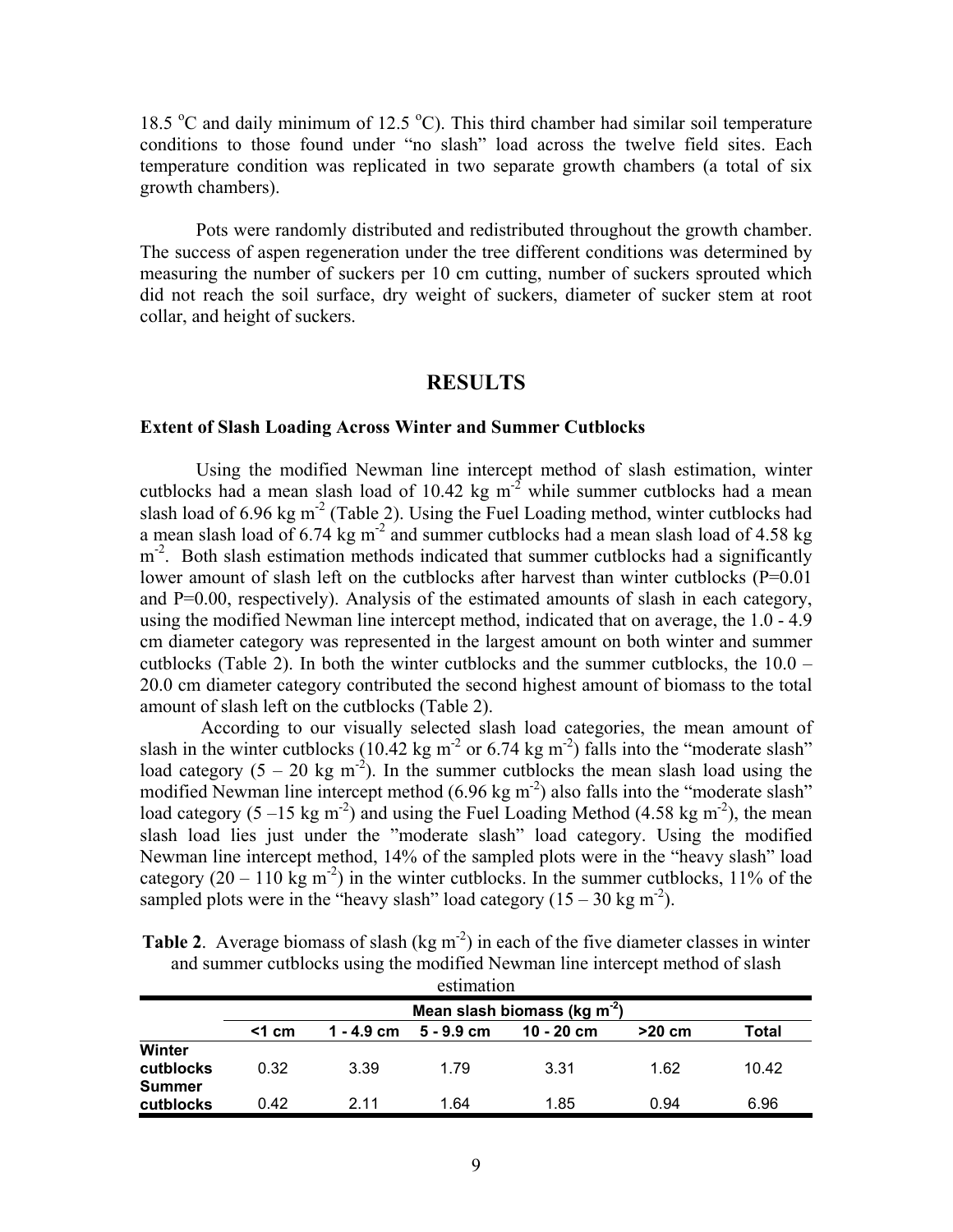18.5 °C and daily minimum of 12.5 °C). This third chamber had similar soil temperature conditions to those found under "no slash" load across the twelve field sites. Each temperature condition was replicated in two separate growth chambers (a total of six growth chambers).

Pots were randomly distributed and redistributed throughout the growth chamber. The success of aspen regeneration under the tree different conditions was determined by measuring the number of suckers per 10 cm cutting, number of suckers sprouted which did not reach the soil surface, dry weight of suckers, diameter of sucker stem at root collar, and height of suckers.

## RESULTS

### Extent of Slash Loading Across Winter and Summer Cutblocks

Using the modified Newman line intercept method of slash estimation, winter cutblocks had a mean slash load of 10.42 kg m$^{-2}$ while summer cutblocks had a mean slash load of 6.96 kg m$^{-2}$ (Table 2). Using the Fuel Loading method, winter cutblocks had a mean slash load of 6.74 kg m$^{-2}$ and summer cutblocks had a mean slash load of 4.58 kg m$^{-2}$. Both slash estimation methods indicated that summer cutblocks had a significantly lower amount of slash left on the cutblocks after harvest than winter cutblocks ($P=0.01$ and $P=0.00$, respectively). Analysis of the estimated amounts of slash in each category, using the modified Newman line intercept method, indicated that on average, the 1.0 - 4.9 cm diameter category was represented in the largest amount on both winter and summer cutblocks (Table 2). In both the winter cutblocks and the summer cutblocks, the 10.0 – 20.0 cm diameter category contributed the second highest amount of biomass to the total amount of slash left on the cutblocks (Table 2).

According to our visually selected slash load categories, the mean amount of slash in the winter cutblocks (10.42 kg m$^{-2}$ or 6.74 kg m$^{-2}$) falls into the "moderate slash" load category (5 – 20 kg m$^{-2}$). In the summer cutblocks the mean slash load using the modified Newman line intercept method (6.96 kg m$^{-2}$) also falls into the "moderate slash" load category (5 –15 kg m$^{-2}$) and using the Fuel Loading Method (4.58 kg m$^{-2}$), the mean slash load lies just under the "moderate slash" load category. Using the modified Newman line intercept method, 14% of the sampled plots were in the "heavy slash" load category (20 – 110 kg m$^{-2}$) in the winter cutblocks. In the summer cutblocks, 11% of the sampled plots were in the "heavy slash" load category (15 – 30 kg m$^{-2}$).

**Table 2**. Average biomass of slash (kg m$^{-2}$) in each of the five diameter classes in winter and summer cutblocks using the modified Newman line intercept method of slash estimation

| | Mean slash biomass (kg m$^{-2}$) | | | | | |
|---|---|---|---|---|---|---|
| | <1 cm | 1 - 4.9 cm | 5 - 9.9 cm | 10 - 20 cm | >20 cm | Total |
| **Winter cutblocks** | 0.32 | 3.39 | 1.79 | 3.31 | 1.62 | 10.42 |
| **Summer cutblocks** | 0.42 | 2.11 | 1.64 | 1.85 | 0.94 | 6.96 |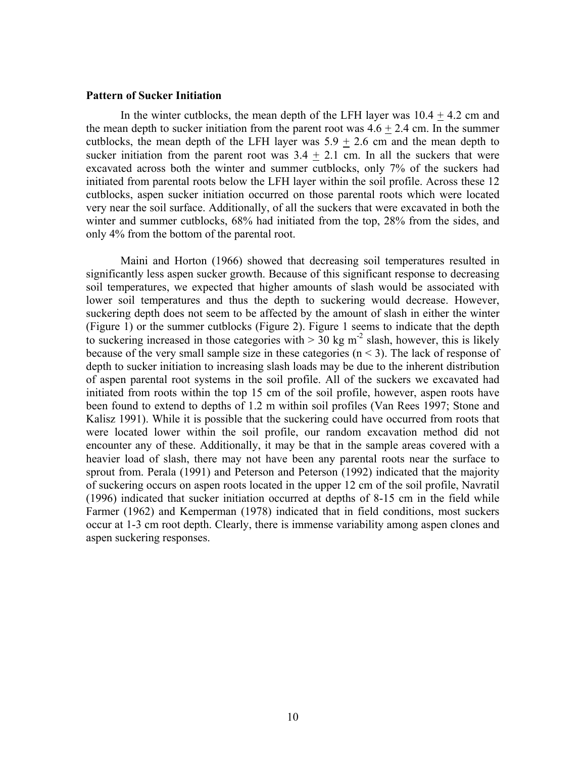**Pattern of Sucker Initiation**

In the winter cutblocks, the mean depth of the LFH layer was $10.4 \pm 4.2$ cm and the mean depth to sucker initiation from the parent root was $4.6 \pm 2.4$ cm. In the summer cutblocks, the mean depth of the LFH layer was $5.9 \pm 2.6$ cm and the mean depth to sucker initiation from the parent root was $3.4 \pm 2.1$ cm. In all the suckers that were excavated across both the winter and summer cutblocks, only 7% of the suckers had initiated from parental roots below the LFH layer within the soil profile. Across these 12 cutblocks, aspen sucker initiation occurred on those parental roots which were located very near the soil surface. Additionally, of all the suckers that were excavated in both the winter and summer cutblocks, 68% had initiated from the top, 28% from the sides, and only 4% from the bottom of the parental root.

Maini and Horton (1966) showed that decreasing soil temperatures resulted in significantly less aspen sucker growth. Because of this significant response to decreasing soil temperatures, we expected that higher amounts of slash would be associated with lower soil temperatures and thus the depth to suckering would decrease. However, suckering depth does not seem to be affected by the amount of slash in either the winter (Figure 1) or the summer cutblocks (Figure 2). Figure 1 seems to indicate that the depth to suckering increased in those categories with > 30 kg $m^{-2}$ slash, however, this is likely because of the very small sample size in these categories ($n < 3$). The lack of response of depth to sucker initiation to increasing slash loads may be due to the inherent distribution of aspen parental root systems in the soil profile. All of the suckers we excavated had initiated from roots within the top 15 cm of the soil profile, however, aspen roots have been found to extend to depths of 1.2 m within soil profiles (Van Rees 1997; Stone and Kalisz 1991). While it is possible that the suckering could have occurred from roots that were located lower within the soil profile, our random excavation method did not encounter any of these. Additionally, it may be that in the sample areas covered with a heavier load of slash, there may not have been any parental roots near the surface to sprout from. Perala (1991) and Peterson and Peterson (1992) indicated that the majority of suckering occurs on aspen roots located in the upper 12 cm of the soil profile, Navratil (1996) indicated that sucker initiation occurred at depths of 8-15 cm in the field while Farmer (1962) and Kemperman (1978) indicated that in field conditions, most suckers occur at 1-3 cm root depth. Clearly, there is immense variability among aspen clones and aspen suckering responses.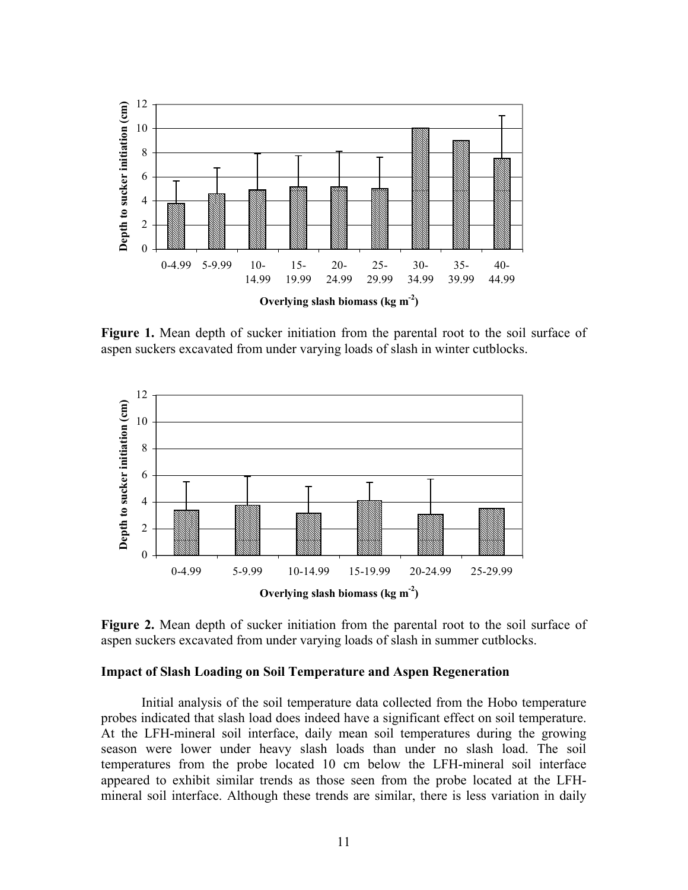**Figure 1.** Mean depth of sucker initiation from the parental root to the soil surface of aspen suckers excavated from under varying loads of slash in winter cutblocks.

**Figure 2.** Mean depth of sucker initiation from the parental root to the soil surface of aspen suckers excavated from under varying loads of slash in summer cutblocks.

### Impact of Slash Loading on Soil Temperature and Aspen Regeneration

Initial analysis of the soil temperature data collected from the Hobo temperature probes indicated that slash load does indeed have a significant effect on soil temperature. At the LFH-mineral soil interface, daily mean soil temperatures during the growing season were lower under heavy slash loads than under no slash load. The soil temperatures from the probe located 10 cm below the LFH-mineral soil interface appeared to exhibit similar trends as those seen from the probe located at the LFH-mineral soil interface. Although these trends are similar, there is less variation in daily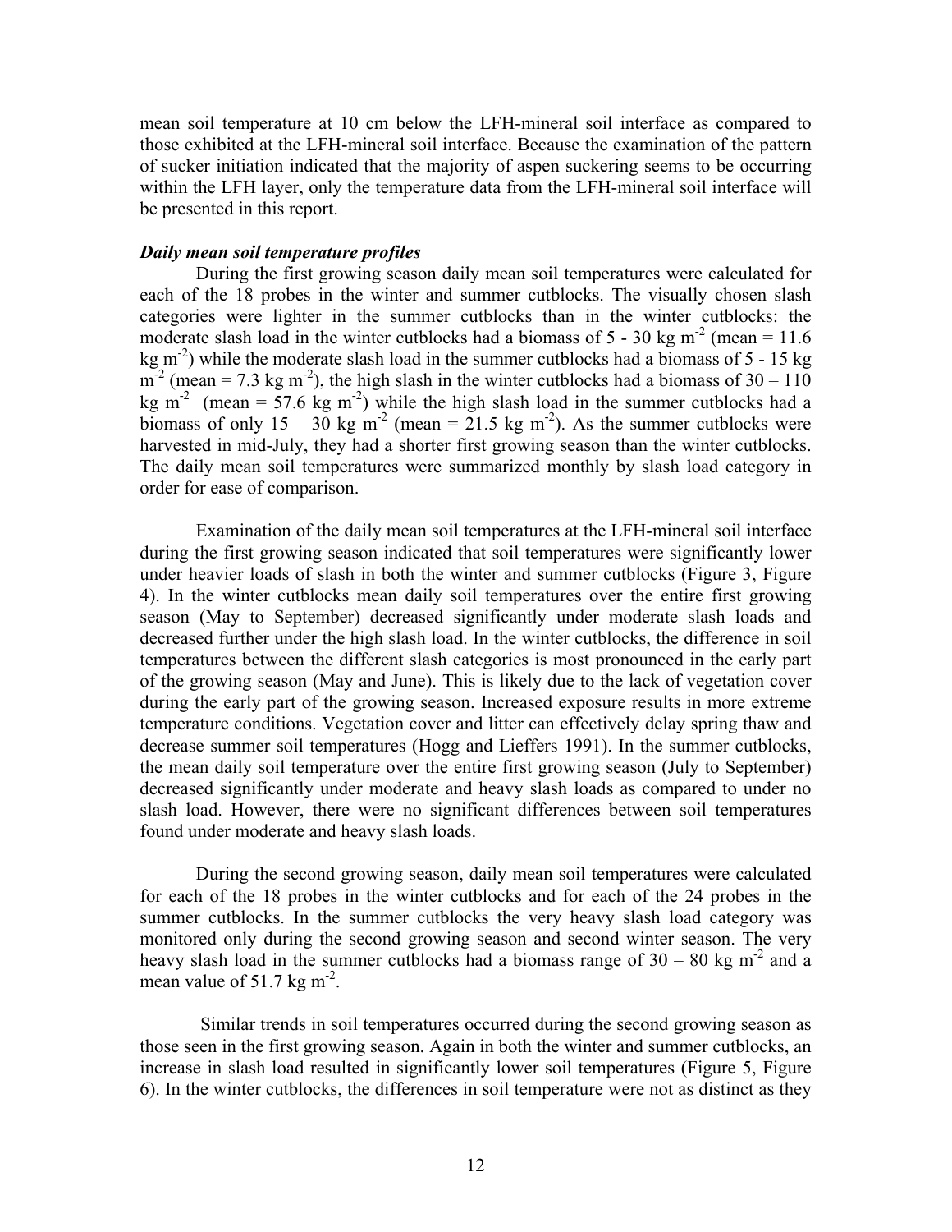mean soil temperature at 10 cm below the LFH-mineral soil interface as compared to those exhibited at the LFH-mineral soil interface. Because the examination of the pattern of sucker initiation indicated that the majority of aspen suckering seems to be occurring within the LFH layer, only the temperature data from the LFH-mineral soil interface will be presented in this report.

### *Daily mean soil temperature profiles*

During the first growing season daily mean soil temperatures were calculated for each of the 18 probes in the winter and summer cutblocks. The visually chosen slash categories were lighter in the summer cutblocks than in the winter cutblocks: the moderate slash load in the winter cutblocks had a biomass of 5 - 30 kg $m^{-2}$ (mean = 11.6 kg $m^{-2}$) while the moderate slash load in the summer cutblocks had a biomass of 5 - 15 kg $m^{-2}$ (mean = 7.3 kg $m^{-2}$), the high slash in the winter cutblocks had a biomass of 30 – 110 kg $m^{-2}$ (mean = 57.6 kg $m^{-2}$) while the high slash load in the summer cutblocks had a biomass of only 15 – 30 kg $m^{-2}$ (mean = 21.5 kg $m^{-2}$). As the summer cutblocks were harvested in mid-July, they had a shorter first growing season than the winter cutblocks. The daily mean soil temperatures were summarized monthly by slash load category in order for ease of comparison.

Examination of the daily mean soil temperatures at the LFH-mineral soil interface during the first growing season indicated that soil temperatures were significantly lower under heavier loads of slash in both the winter and summer cutblocks (Figure 3, Figure 4). In the winter cutblocks mean daily soil temperatures over the entire first growing season (May to September) decreased significantly under moderate slash loads and decreased further under the high slash load. In the winter cutblocks, the difference in soil temperatures between the different slash categories is most pronounced in the early part of the growing season (May and June). This is likely due to the lack of vegetation cover during the early part of the growing season. Increased exposure results in more extreme temperature conditions. Vegetation cover and litter can effectively delay spring thaw and decrease summer soil temperatures (Hogg and Lieffers 1991). In the summer cutblocks, the mean daily soil temperature over the entire first growing season (July to September) decreased significantly under moderate and heavy slash loads as compared to under no slash load. However, there were no significant differences between soil temperatures found under moderate and heavy slash loads.

During the second growing season, daily mean soil temperatures were calculated for each of the 18 probes in the winter cutblocks and for each of the 24 probes in the summer cutblocks. In the summer cutblocks the very heavy slash load category was monitored only during the second growing season and second winter season. The very heavy slash load in the summer cutblocks had a biomass range of 30 – 80 kg $m^{-2}$ and a mean value of 51.7 kg $m^{-2}$.

Similar trends in soil temperatures occurred during the second growing season as those seen in the first growing season. Again in both the winter and summer cutblocks, an increase in slash load resulted in significantly lower soil temperatures (Figure 5, Figure 6). In the winter cutblocks, the differences in soil temperature were not as distinct as they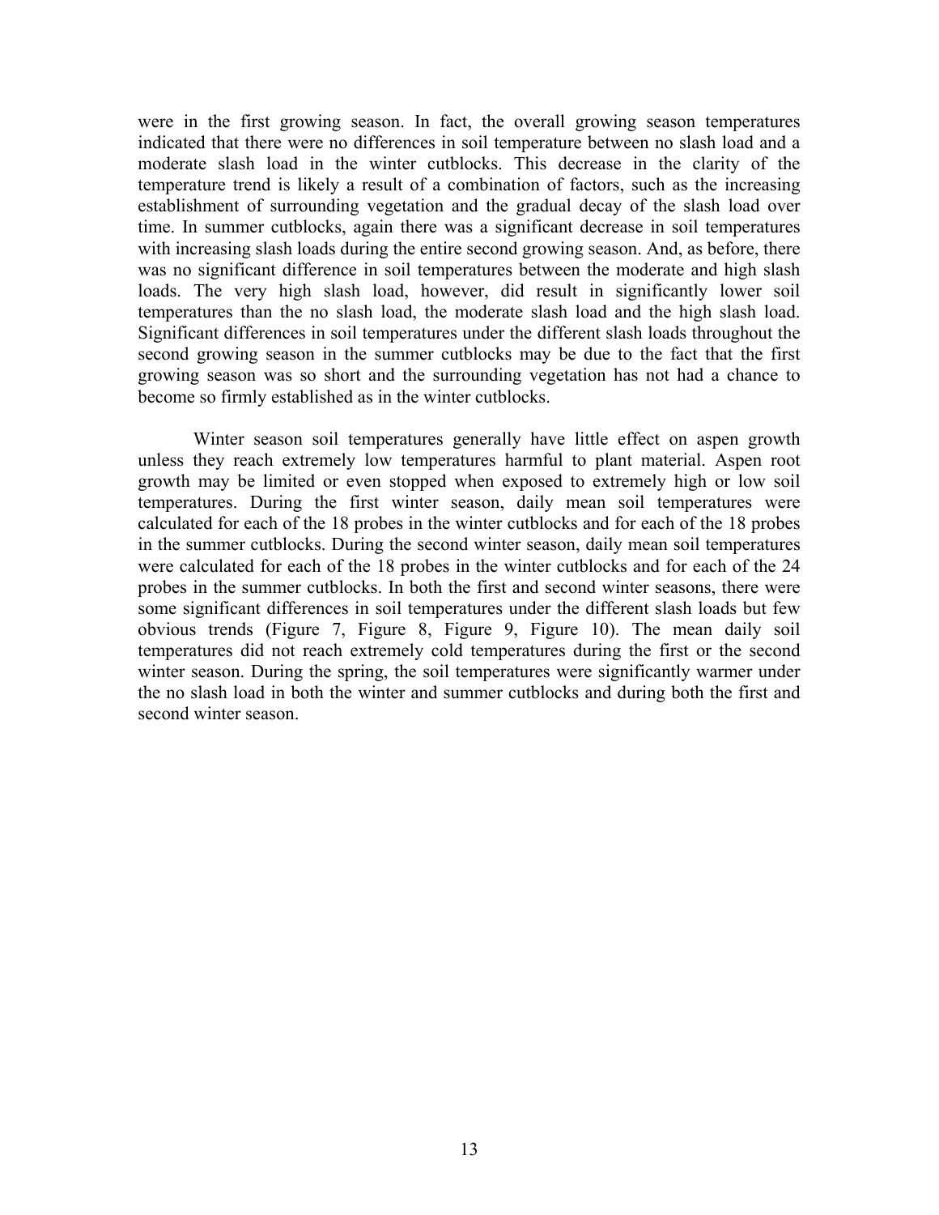were in the first growing season. In fact, the overall growing season temperatures indicated that there were no differences in soil temperature between no slash load and a moderate slash load in the winter cutblocks. This decrease in the clarity of the temperature trend is likely a result of a combination of factors, such as the increasing establishment of surrounding vegetation and the gradual decay of the slash load over time. In summer cutblocks, again there was a significant decrease in soil temperatures with increasing slash loads during the entire second growing season. And, as before, there was no significant difference in soil temperatures between the moderate and high slash loads. The very high slash load, however, did result in significantly lower soil temperatures than the no slash load, the moderate slash load and the high slash load. Significant differences in soil temperatures under the different slash loads throughout the second growing season in the summer cutblocks may be due to the fact that the first growing season was so short and the surrounding vegetation has not had a chance to become so firmly established as in the winter cutblocks.

Winter season soil temperatures generally have little effect on aspen growth unless they reach extremely low temperatures harmful to plant material. Aspen root growth may be limited or even stopped when exposed to extremely high or low soil temperatures. During the first winter season, daily mean soil temperatures were calculated for each of the 18 probes in the winter cutblocks and for each of the 18 probes in the summer cutblocks. During the second winter season, daily mean soil temperatures were calculated for each of the 18 probes in the winter cutblocks and for each of the 24 probes in the summer cutblocks. In both the first and second winter seasons, there were some significant differences in soil temperatures under the different slash loads but few obvious trends (Figure 7, Figure 8, Figure 9, Figure 10). The mean daily soil temperatures did not reach extremely cold temperatures during the first or the second winter season. During the spring, the soil temperatures were significantly warmer under the no slash load in both the winter and summer cutblocks and during both the first and second winter season.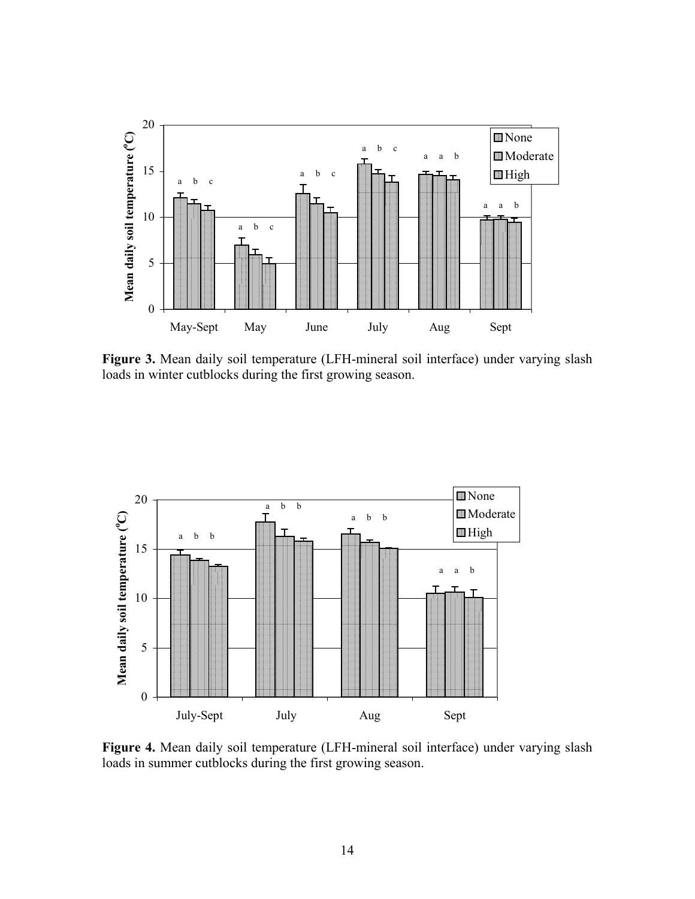**Figure 3.** Mean daily soil temperature (LFH-mineral soil interface) under varying slash loads in winter cutblocks during the first growing season.

**Figure 4.** Mean daily soil temperature (LFH-mineral soil interface) under varying slash loads in summer cutblocks during the first growing season.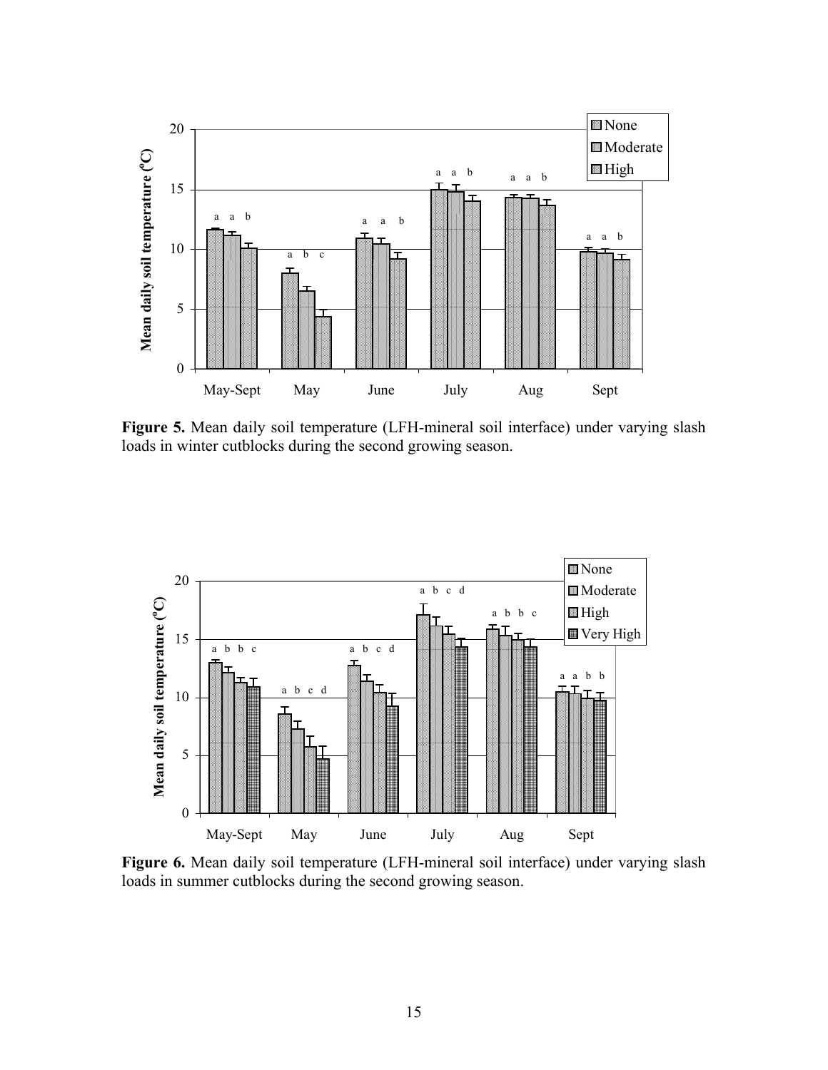**Figure 5.** Mean daily soil temperature (LFH-mineral soil interface) under varying slash loads in winter cutblocks during the second growing season.

**Figure 6.** Mean daily soil temperature (LFH-mineral soil interface) under varying slash loads in summer cutblocks during the second growing season.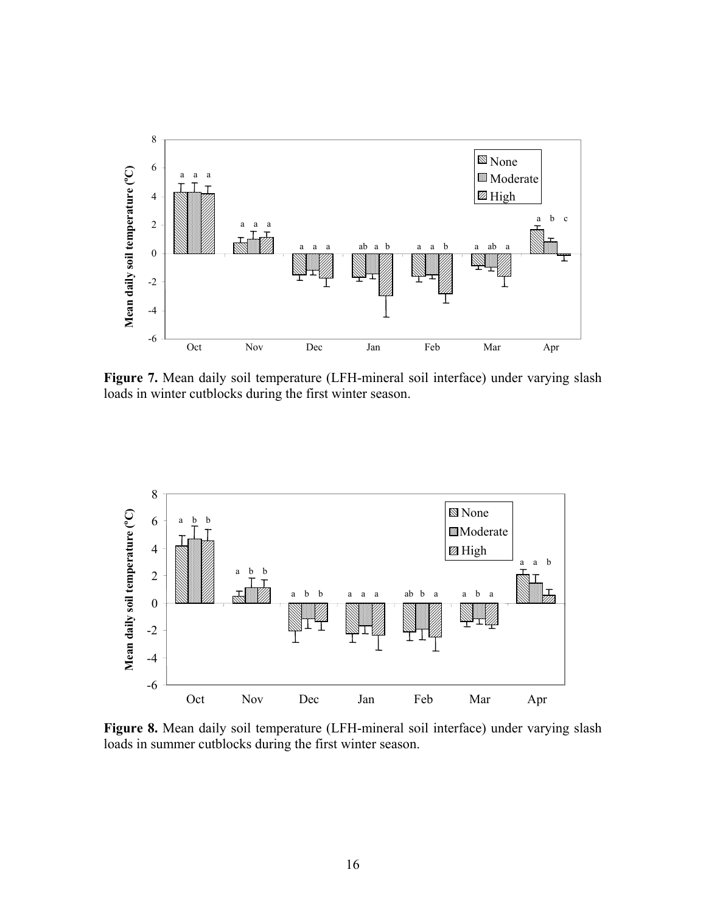**Figure 7.** Mean daily soil temperature (LFH-mineral soil interface) under varying slash loads in winter cutblocks during the first winter season.

**Figure 8.** Mean daily soil temperature (LFH-mineral soil interface) under varying slash loads in summer cutblocks during the first winter season.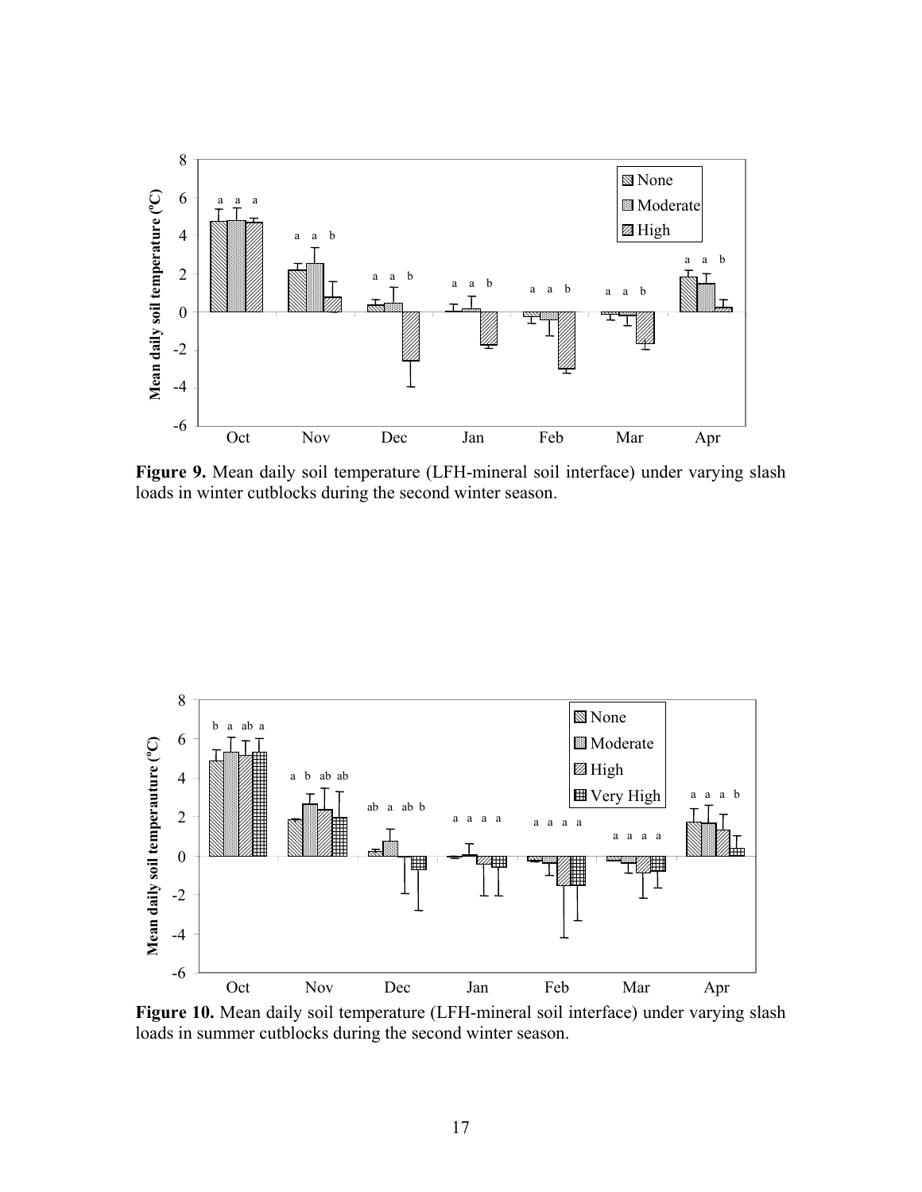**Figure 9.** Mean daily soil temperature (LFH-mineral soil interface) under varying slash loads in winter cutblocks during the second winter season.

**Figure 10.** Mean daily soil temperature (LFH-mineral soil interface) under varying slash loads in summer cutblocks during the second winter season.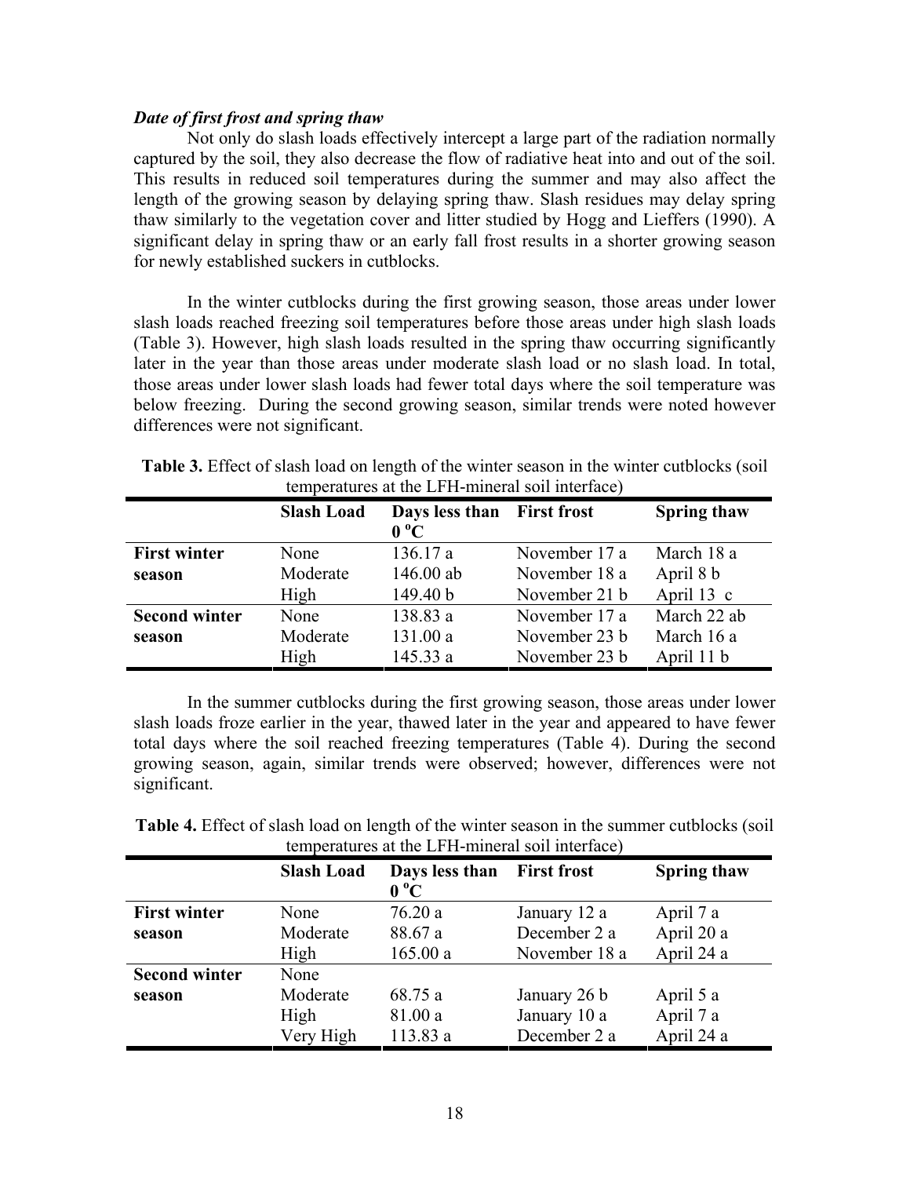***Date of first frost and spring thaw***

Not only do slash loads effectively intercept a large part of the radiation normally captured by the soil, they also decrease the flow of radiative heat into and out of the soil. This results in reduced soil temperatures during the summer and may also affect the length of the growing season by delaying spring thaw. Slash residues may delay spring thaw similarly to the vegetation cover and litter studied by Hogg and Lieffers (1990). A significant delay in spring thaw or an early fall frost results in a shorter growing season for newly established suckers in cutblocks.

In the winter cutblocks during the first growing season, those areas under lower slash loads reached freezing soil temperatures before those areas under high slash loads (Table 3). However, high slash loads resulted in the spring thaw occurring significantly later in the year than those areas under moderate slash load or no slash load. In total, those areas under lower slash loads had fewer total days where the soil temperature was below freezing. During the second growing season, similar trends were noted however differences were not significant.

**Table 3.** Effect of slash load on length of the winter season in the winter cutblocks (soil temperatures at the LFH-mineral soil interface)

| | Slash Load | Days less than 0 °C | First frost | Spring thaw |
|---|---|---|---|---|
| **First winter season** | None | 136.17 a | November 17 a | March 18 a |
| | Moderate | 146.00 ab | November 18 a | April 8 b |
| | High | 149.40 b | November 21 b | April 13 c |
| **Second winter season** | None | 138.83 a | November 17 a | March 22 ab |
| | Moderate | 131.00 a | November 23 b | March 16 a |
| | High | 145.33 a | November 23 b | April 11 b |

In the summer cutblocks during the first growing season, those areas under lower slash loads froze earlier in the year, thawed later in the year and appeared to have fewer total days where the soil reached freezing temperatures (Table 4). During the second growing season, again, similar trends were observed; however, differences were not significant.

**Table 4.** Effect of slash load on length of the winter season in the summer cutblocks (soil temperatures at the LFH-mineral soil interface)

| | Slash Load | Days less than 0 °C | First frost | Spring thaw |
|---|---|---|---|---|
| **First winter season** | None | 76.20 a | January 12 a | April 7 a |
| | Moderate | 88.67 a | December 2 a | April 20 a |
| | High | 165.00 a | November 18 a | April 24 a |
| **Second winter season** | None | | | |
| | Moderate | 68.75 a | January 26 b | April 5 a |
| | High | 81.00 a | January 10 a | April 7 a |
| | Very High | 113.83 a | December 2 a | April 24 a |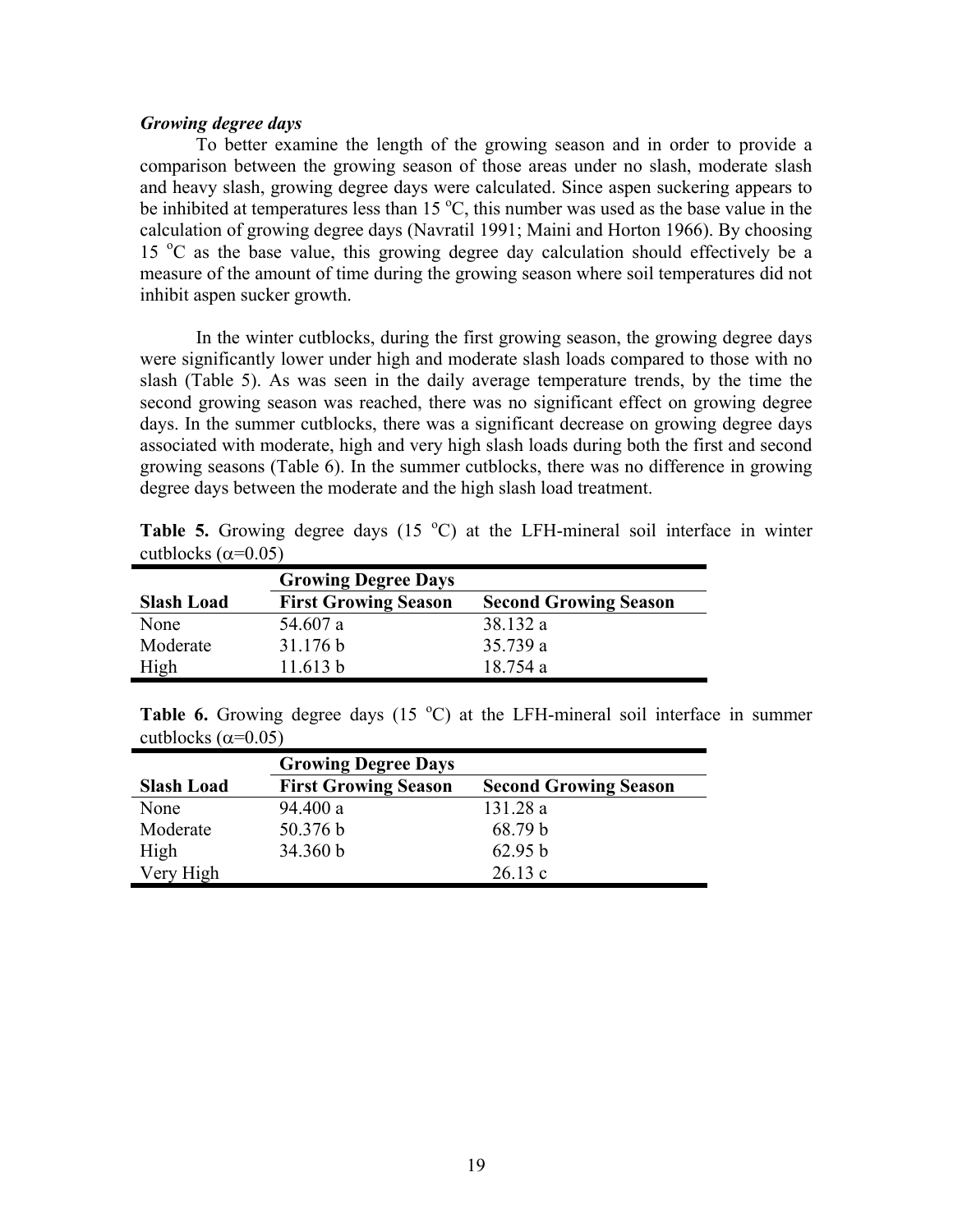### *Growing degree days*

To better examine the length of the growing season and in order to provide a comparison between the growing season of those areas under no slash, moderate slash and heavy slash, growing degree days were calculated. Since aspen suckering appears to be inhibited at temperatures less than 15 °C, this number was used as the base value in the calculation of growing degree days (Navratil 1991; Maini and Horton 1966). By choosing 15 °C as the base value, this growing degree day calculation should effectively be a measure of the amount of time during the growing season where soil temperatures did not inhibit aspen sucker growth.

In the winter cutblocks, during the first growing season, the growing degree days were significantly lower under high and moderate slash loads compared to those with no slash (Table 5). As was seen in the daily average temperature trends, by the time the second growing season was reached, there was no significant effect on growing degree days. In the summer cutblocks, there was a significant decrease on growing degree days associated with moderate, high and very high slash loads during both the first and second growing seasons (Table 6). In the summer cutblocks, there was no difference in growing degree days between the moderate and the high slash load treatment.

**Table 5.** Growing degree days (15 °C) at the LFH-mineral soil interface in winter cutblocks ($\alpha$=0.05)

| | **Growing Degree Days** | |
|---|---|---|
| **Slash Load** | **First Growing Season** | **Second Growing Season** |
| None | 54.607 a | 38.132 a |
| Moderate | 31.176 b | 35.739 a |
| High | 11.613 b | 18.754 a |

**Table 6.** Growing degree days (15 °C) at the LFH-mineral soil interface in summer cutblocks ($\alpha$=0.05)

| | **Growing Degree Days** | |
|---|---|---|
| **Slash Load** | **First Growing Season** | **Second Growing Season** |
| None | 94.400 a | 131.28 a |
| Moderate | 50.376 b | 68.79 b |
| High | 34.360 b | 62.95 b |
| Very High | | 26.13 c |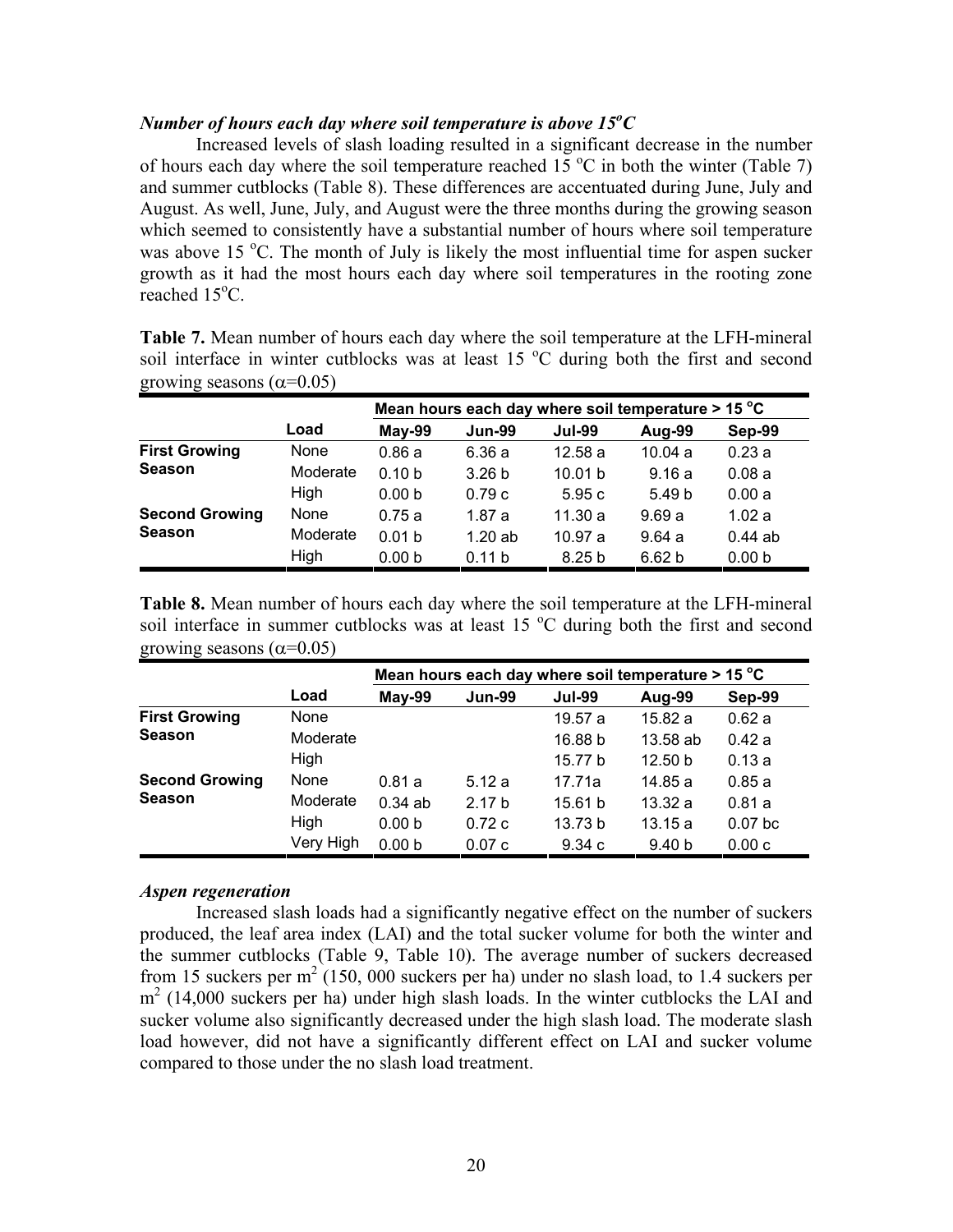### *Number of hours each day where soil temperature is above 15°C*

Increased levels of slash loading resulted in a significant decrease in the number of hours each day where the soil temperature reached 15 °C in both the winter (Table 7) and summer cutblocks (Table 8). These differences are accentuated during June, July and August. As well, June, July, and August were the three months during the growing season which seemed to consistently have a substantial number of hours where soil temperature was above 15 °C. The month of July is likely the most influential time for aspen sucker growth as it had the most hours each day where soil temperatures in the rooting zone reached 15°C.

**Table 7.** Mean number of hours each day where the soil temperature at the LFH-mineral soil interface in winter cutblocks was at least 15 °C during both the first and second growing seasons ($\alpha$=0.05)

| | | Mean hours each day where soil temperature > 15 °C | | | | |
|---|---|---|---|---|---|---|
| | **Load** | **May-99** | **Jun-99** | **Jul-99** | **Aug-99** | **Sep-99** |
| **First Growing Season** | None | 0.86 a | 6.36 a | 12.58 a | 10.04 a | 0.23 a |
| | Moderate | 0.10 b | 3.26 b | 10.01 b | 9.16 a | 0.08 a |
| | High | 0.00 b | 0.79 c | 5.95 c | 5.49 b | 0.00 a |
| **Second Growing Season** | None | 0.75 a | 1.87 a | 11.30 a | 9.69 a | 1.02 a |
| | Moderate | 0.01 b | 1.20 ab | 10.97 a | 9.64 a | 0.44 ab |
| | High | 0.00 b | 0.11 b | 8.25 b | 6.62 b | 0.00 b |

**Table 8.** Mean number of hours each day where the soil temperature at the LFH-mineral soil interface in summer cutblocks was at least 15 °C during both the first and second growing seasons ($\alpha$=0.05)

| | | Mean hours each day where soil temperature > 15 °C | | | | |
|---|---|---|---|---|---|---|
| | **Load** | **May-99** | **Jun-99** | **Jul-99** | **Aug-99** | **Sep-99** |
| **First Growing Season** | None | | | 19.57 a | 15.82 a | 0.62 a |
| | Moderate | | | 16.88 b | 13.58 ab | 0.42 a |
| | High | | | 15.77 b | 12.50 b | 0.13 a |
| **Second Growing Season** | None | 0.81 a | 5.12 a | 17.71a | 14.85 a | 0.85 a |
| | Moderate | 0.34 ab | 2.17 b | 15.61 b | 13.32 a | 0.81 a |
| | High | 0.00 b | 0.72 c | 13.73 b | 13.15 a | 0.07 bc |
| | Very High | 0.00 b | 0.07 c | 9.34 c | 9.40 b | 0.00 c |

### *Aspen regeneration*

Increased slash loads had a significantly negative effect on the number of suckers produced, the leaf area index (LAI) and the total sucker volume for both the winter and the summer cutblocks (Table 9, Table 10). The average number of suckers decreased from 15 suckers per $m^2$ (150, 000 suckers per ha) under no slash load, to 1.4 suckers per $m^2$ (14,000 suckers per ha) under high slash loads. In the winter cutblocks the LAI and sucker volume also significantly decreased under the high slash load. The moderate slash load however, did not have a significantly different effect on LAI and sucker volume compared to those under the no slash load treatment.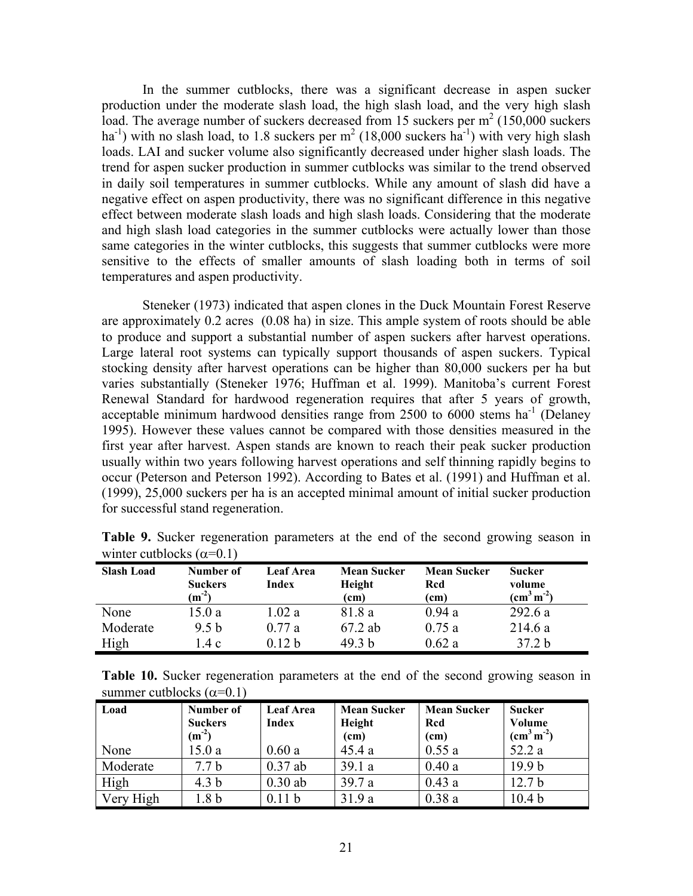In the summer cutblocks, there was a significant decrease in aspen sucker production under the moderate slash load, the high slash load, and the very high slash load. The average number of suckers decreased from 15 suckers per $m^2$ (150,000 suckers $ha^{-1}$) with no slash load, to 1.8 suckers per $m^2$ (18,000 suckers $ha^{-1}$) with very high slash loads. LAI and sucker volume also significantly decreased under higher slash loads. The trend for aspen sucker production in summer cutblocks was similar to the trend observed in daily soil temperatures in summer cutblocks. While any amount of slash did have a negative effect on aspen productivity, there was no significant difference in this negative effect between moderate slash loads and high slash loads. Considering that the moderate and high slash load categories in the summer cutblocks were actually lower than those same categories in the winter cutblocks, this suggests that summer cutblocks were more sensitive to the effects of smaller amounts of slash loading both in terms of soil temperatures and aspen productivity.

Steneker (1973) indicated that aspen clones in the Duck Mountain Forest Reserve are approximately 0.2 acres (0.08 ha) in size. This ample system of roots should be able to produce and support a substantial number of aspen suckers after harvest operations. Large lateral root systems can typically support thousands of aspen suckers. Typical stocking density after harvest operations can be higher than 80,000 suckers per ha but varies substantially (Steneker 1976; Huffman et al. 1999). Manitoba's current Forest Renewal Standard for hardwood regeneration requires that after 5 years of growth, acceptable minimum hardwood densities range from 2500 to 6000 stems $ha^{-1}$ (Delaney 1995). However these values cannot be compared with those densities measured in the first year after harvest. Aspen stands are known to reach their peak sucker production usually within two years following harvest operations and self thinning rapidly begins to occur (Peterson and Peterson 1992). According to Bates et al. (1991) and Huffman et al. (1999), 25,000 suckers per ha is an accepted minimal amount of initial sucker production for successful stand regeneration.

**Table 9.** Sucker regeneration parameters at the end of the second growing season in winter cutblocks ($\alpha$=0.1)

| Slash Load | Number of Suckers ($m^{-2}$) | Leaf Area Index | Mean Sucker Height (cm) | Mean Sucker Rcd (cm) | Sucker volume ($cm^3\ m^{-2}$) |
|---|---|---|---|---|---|
| None | 15.0 a | 1.02 a | 81.8 a | 0.94 a | 292.6 a |
| Moderate | 9.5 b | 0.77 a | 67.2 ab | 0.75 a | 214.6 a |
| High | 1.4 c | 0.12 b | 49.3 b | 0.62 a | 37.2 b |

**Table 10.** Sucker regeneration parameters at the end of the second growing season in summer cutblocks ($\alpha$=0.1)

| Load | Number of Suckers ($m^{-2}$) | Leaf Area Index | Mean Sucker Height (cm) | Mean Sucker Rcd (cm) | Sucker Volume ($cm^3\ m^{-2}$) |
|---|---|---|---|---|---|
| None | 15.0 a | 0.60 a | 45.4 a | 0.55 a | 52.2 a |
| Moderate | 7.7 b | 0.37 ab | 39.1 a | 0.40 a | 19.9 b |
| High | 4.3 b | 0.30 ab | 39.7 a | 0.43 a | 12.7 b |
| Very High | 1.8 b | 0.11 b | 31.9 a | 0.38 a | 10.4 b |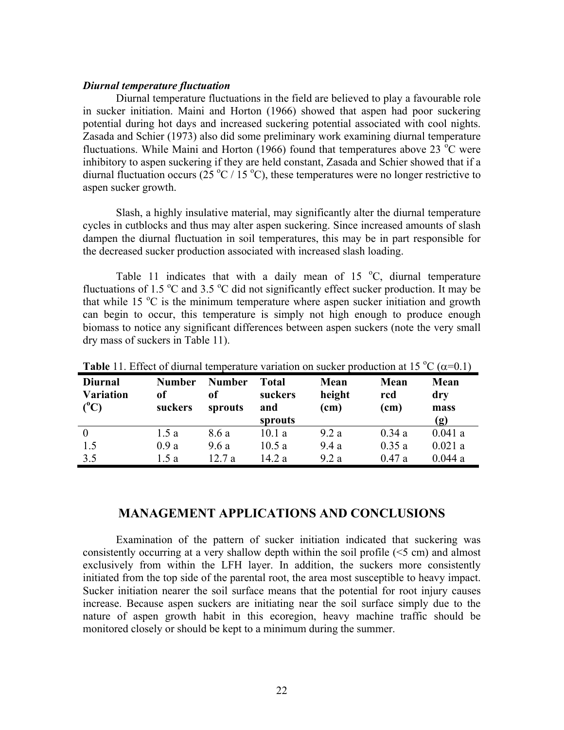### *Diurnal temperature fluctuation*

Diurnal temperature fluctuations in the field are believed to play a favourable role in sucker initiation. Maini and Horton (1966) showed that aspen had poor suckering potential during hot days and increased suckering potential associated with cool nights. Zasada and Schier (1973) also did some preliminary work examining diurnal temperature fluctuations. While Maini and Horton (1966) found that temperatures above 23 °C were inhibitory to aspen suckering if they are held constant, Zasada and Schier showed that if a diurnal fluctuation occurs (25 °C / 15 °C), these temperatures were no longer restrictive to aspen sucker growth.

Slash, a highly insulative material, may significantly alter the diurnal temperature cycles in cutblocks and thus may alter aspen suckering. Since increased amounts of slash dampen the diurnal fluctuation in soil temperatures, this may be in part responsible for the decreased sucker production associated with increased slash loading.

Table 11 indicates that with a daily mean of 15 °C, diurnal temperature fluctuations of 1.5 °C and 3.5 °C did not significantly effect sucker production. It may be that while 15 °C is the minimum temperature where aspen sucker initiation and growth can begin to occur, this temperature is simply not high enough to produce enough biomass to notice any significant differences between aspen suckers (note the very small dry mass of suckers in Table 11).

**Table** 11. Effect of diurnal temperature variation on sucker production at 15 °C ($\alpha$=0.1)

| Diurnal Variation (°C) | Number of suckers | Number of sprouts | Total suckers and sprouts | Mean height (cm) | Mean rcd (cm) | Mean dry mass (g) |
|---|---|---|---|---|---|---|
| 0 | 1.5 a | 8.6 a | 10.1 a | 9.2 a | 0.34 a | 0.041 a |
| 1.5 | 0.9 a | 9.6 a | 10.5 a | 9.4 a | 0.35 a | 0.021 a |
| 3.5 | 1.5 a | 12.7 a | 14.2 a | 9.2 a | 0.47 a | 0.044 a |

## MANAGEMENT APPLICATIONS AND CONCLUSIONS

Examination of the pattern of sucker initiation indicated that suckering was consistently occurring at a very shallow depth within the soil profile (<5 cm) and almost exclusively from within the LFH layer. In addition, the suckers more consistently initiated from the top side of the parental root, the area most susceptible to heavy impact. Sucker initiation nearer the soil surface means that the potential for root injury causes increase. Because aspen suckers are initiating near the soil surface simply due to the nature of aspen growth habit in this ecoregion, heavy machine traffic should be monitored closely or should be kept to a minimum during the summer.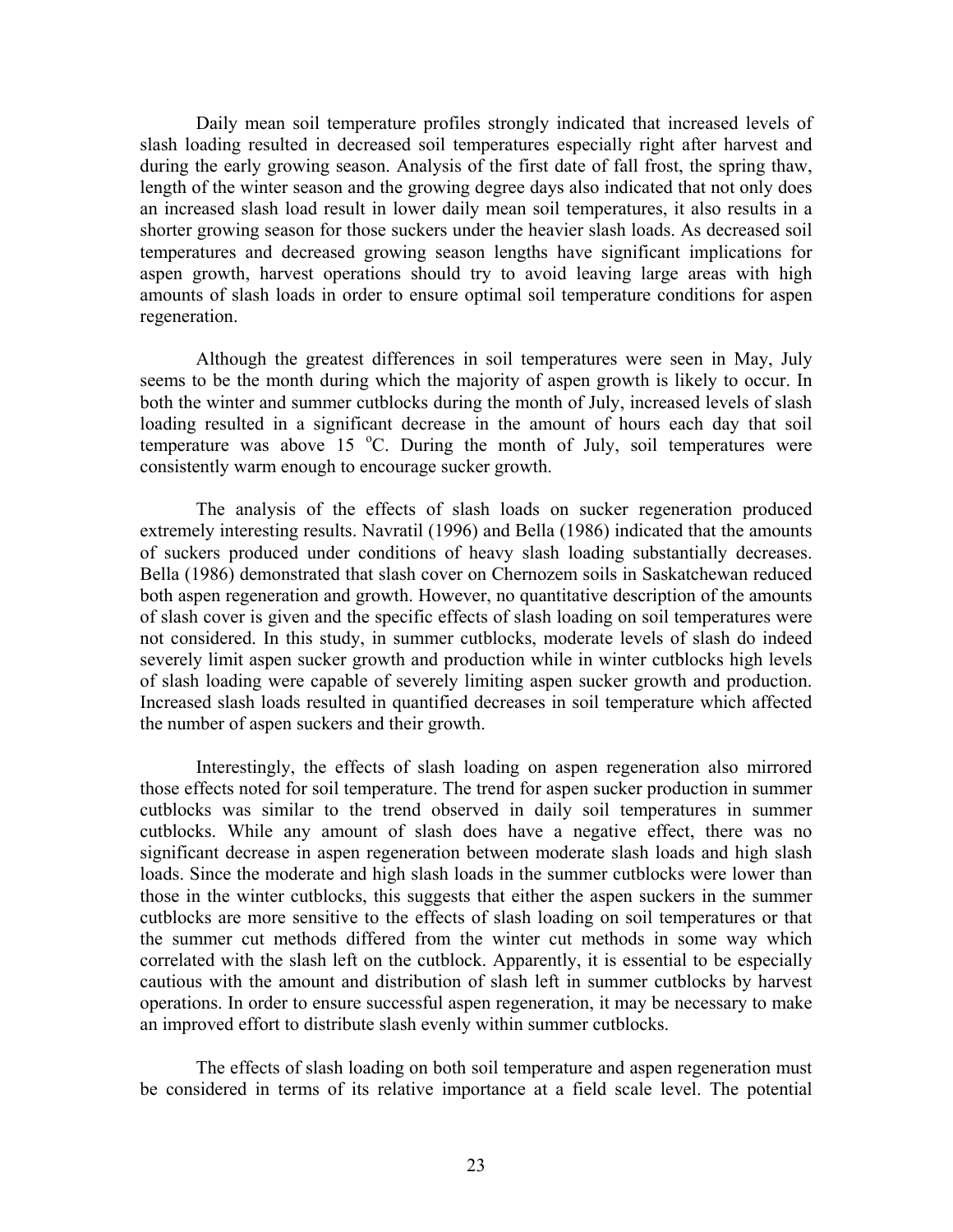Daily mean soil temperature profiles strongly indicated that increased levels of slash loading resulted in decreased soil temperatures especially right after harvest and during the early growing season. Analysis of the first date of fall frost, the spring thaw, length of the winter season and the growing degree days also indicated that not only does an increased slash load result in lower daily mean soil temperatures, it also results in a shorter growing season for those suckers under the heavier slash loads. As decreased soil temperatures and decreased growing season lengths have significant implications for aspen growth, harvest operations should try to avoid leaving large areas with high amounts of slash loads in order to ensure optimal soil temperature conditions for aspen regeneration.

Although the greatest differences in soil temperatures were seen in May, July seems to be the month during which the majority of aspen growth is likely to occur. In both the winter and summer cutblocks during the month of July, increased levels of slash loading resulted in a significant decrease in the amount of hours each day that soil temperature was above 15 $^{o}$C. During the month of July, soil temperatures were consistently warm enough to encourage sucker growth.

The analysis of the effects of slash loads on sucker regeneration produced extremely interesting results. Navratil (1996) and Bella (1986) indicated that the amounts of suckers produced under conditions of heavy slash loading substantially decreases. Bella (1986) demonstrated that slash cover on Chernozem soils in Saskatchewan reduced both aspen regeneration and growth. However, no quantitative description of the amounts of slash cover is given and the specific effects of slash loading on soil temperatures were not considered. In this study, in summer cutblocks, moderate levels of slash do indeed severely limit aspen sucker growth and production while in winter cutblocks high levels of slash loading were capable of severely limiting aspen sucker growth and production. Increased slash loads resulted in quantified decreases in soil temperature which affected the number of aspen suckers and their growth.

Interestingly, the effects of slash loading on aspen regeneration also mirrored those effects noted for soil temperature. The trend for aspen sucker production in summer cutblocks was similar to the trend observed in daily soil temperatures in summer cutblocks. While any amount of slash does have a negative effect, there was no significant decrease in aspen regeneration between moderate slash loads and high slash loads. Since the moderate and high slash loads in the summer cutblocks were lower than those in the winter cutblocks, this suggests that either the aspen suckers in the summer cutblocks are more sensitive to the effects of slash loading on soil temperatures or that the summer cut methods differed from the winter cut methods in some way which correlated with the slash left on the cutblock. Apparently, it is essential to be especially cautious with the amount and distribution of slash left in summer cutblocks by harvest operations. In order to ensure successful aspen regeneration, it may be necessary to make an improved effort to distribute slash evenly within summer cutblocks.

The effects of slash loading on both soil temperature and aspen regeneration must be considered in terms of its relative importance at a field scale level. The potential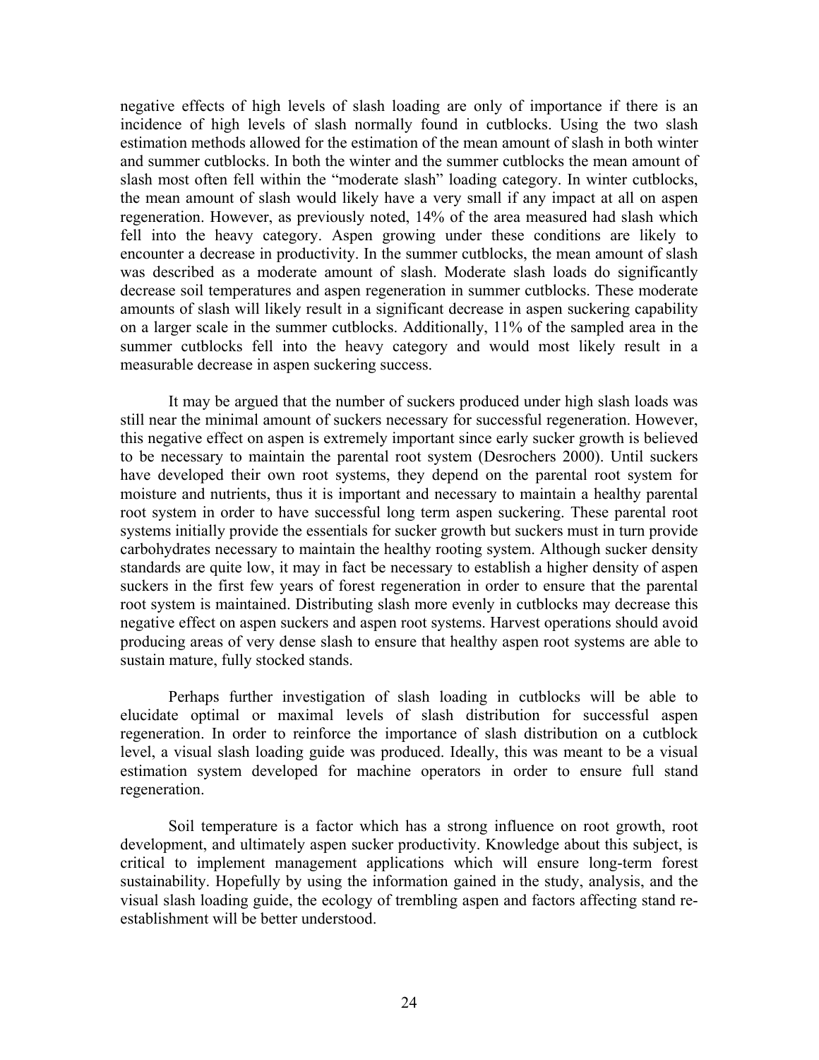negative effects of high levels of slash loading are only of importance if there is an incidence of high levels of slash normally found in cutblocks. Using the two slash estimation methods allowed for the estimation of the mean amount of slash in both winter and summer cutblocks. In both the winter and the summer cutblocks the mean amount of slash most often fell within the "moderate slash" loading category. In winter cutblocks, the mean amount of slash would likely have a very small if any impact at all on aspen regeneration. However, as previously noted, 14% of the area measured had slash which fell into the heavy category. Aspen growing under these conditions are likely to encounter a decrease in productivity. In the summer cutblocks, the mean amount of slash was described as a moderate amount of slash. Moderate slash loads do significantly decrease soil temperatures and aspen regeneration in summer cutblocks. These moderate amounts of slash will likely result in a significant decrease in aspen suckering capability on a larger scale in the summer cutblocks. Additionally, 11% of the sampled area in the summer cutblocks fell into the heavy category and would most likely result in a measurable decrease in aspen suckering success.

It may be argued that the number of suckers produced under high slash loads was still near the minimal amount of suckers necessary for successful regeneration. However, this negative effect on aspen is extremely important since early sucker growth is believed to be necessary to maintain the parental root system (Desrochers 2000). Until suckers have developed their own root systems, they depend on the parental root system for moisture and nutrients, thus it is important and necessary to maintain a healthy parental root system in order to have successful long term aspen suckering. These parental root systems initially provide the essentials for sucker growth but suckers must in turn provide carbohydrates necessary to maintain the healthy rooting system. Although sucker density standards are quite low, it may in fact be necessary to establish a higher density of aspen suckers in the first few years of forest regeneration in order to ensure that the parental root system is maintained. Distributing slash more evenly in cutblocks may decrease this negative effect on aspen suckers and aspen root systems. Harvest operations should avoid producing areas of very dense slash to ensure that healthy aspen root systems are able to sustain mature, fully stocked stands.

Perhaps further investigation of slash loading in cutblocks will be able to elucidate optimal or maximal levels of slash distribution for successful aspen regeneration. In order to reinforce the importance of slash distribution on a cutblock level, a visual slash loading guide was produced. Ideally, this was meant to be a visual estimation system developed for machine operators in order to ensure full stand regeneration.

Soil temperature is a factor which has a strong influence on root growth, root development, and ultimately aspen sucker productivity. Knowledge about this subject, is critical to implement management applications which will ensure long-term forest sustainability. Hopefully by using the information gained in the study, analysis, and the visual slash loading guide, the ecology of trembling aspen and factors affecting stand re-establishment will be better understood.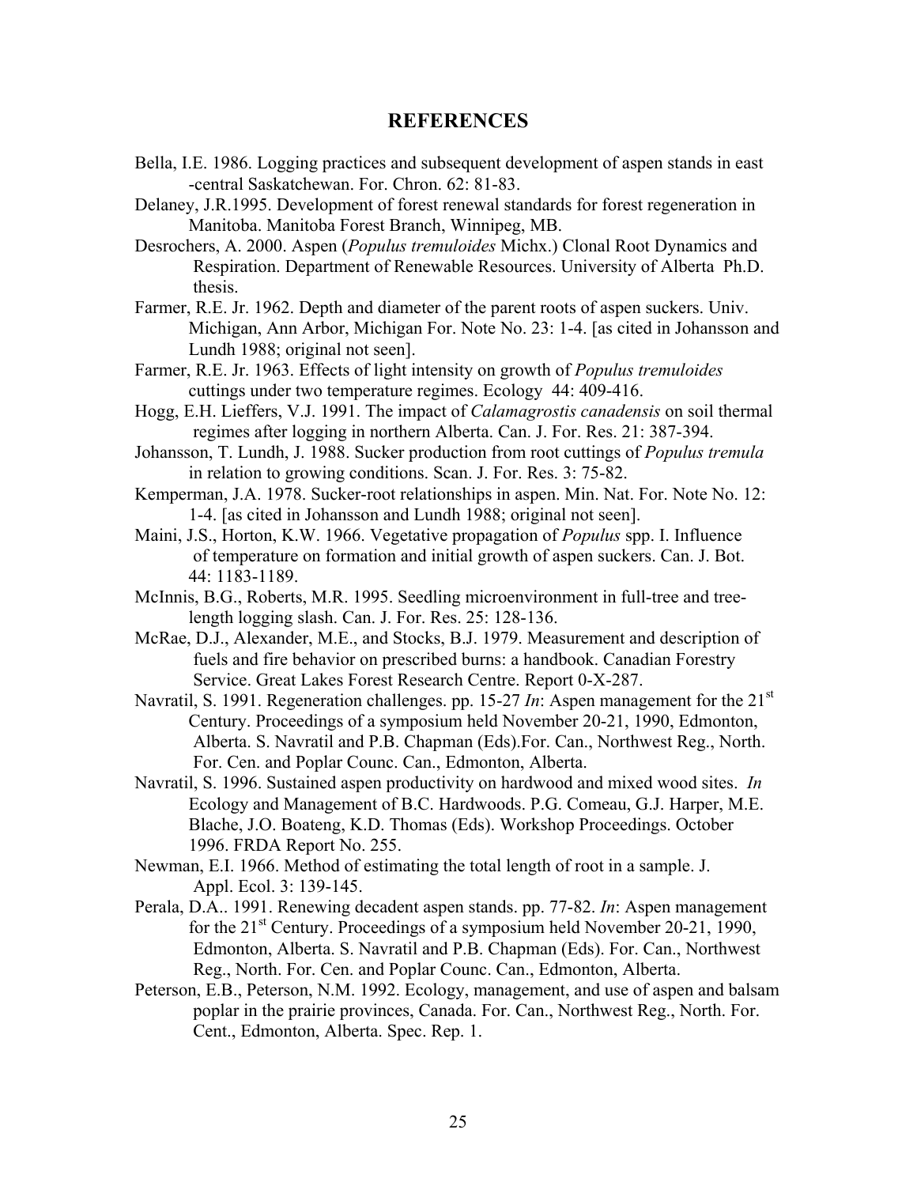## REFERENCES

Bella, I.E. 1986. Logging practices and subsequent development of aspen stands in east -central Saskatchewan. For. Chron. 62: 81-83.

Delaney, J.R.1995. Development of forest renewal standards for forest regeneration in Manitoba. Manitoba Forest Branch, Winnipeg, MB.

Desrochers, A. 2000. Aspen (*Populus tremuloides* Michx.) Clonal Root Dynamics and Respiration. Department of Renewable Resources. University of Alberta Ph.D. thesis.

Farmer, R.E. Jr. 1962. Depth and diameter of the parent roots of aspen suckers. Univ. Michigan, Ann Arbor, Michigan For. Note No. 23: 1-4. [as cited in Johansson and Lundh 1988; original not seen].

Farmer, R.E. Jr. 1963. Effects of light intensity on growth of *Populus tremuloides* cuttings under two temperature regimes. Ecology 44: 409-416.

Hogg, E.H. Lieffers, V.J. 1991. The impact of *Calamagrostis canadensis* on soil thermal regimes after logging in northern Alberta. Can. J. For. Res. 21: 387-394.

Johansson, T. Lundh, J. 1988. Sucker production from root cuttings of *Populus tremula* in relation to growing conditions. Scan. J. For. Res. 3: 75-82.

Kemperman, J.A. 1978. Sucker-root relationships in aspen. Min. Nat. For. Note No. 12: 1-4. [as cited in Johansson and Lundh 1988; original not seen].

Maini, J.S., Horton, K.W. 1966. Vegetative propagation of *Populus* spp. I. Influence of temperature on formation and initial growth of aspen suckers. Can. J. Bot. 44: 1183-1189.

McInnis, B.G., Roberts, M.R. 1995. Seedling microenvironment in full-tree and tree-length logging slash. Can. J. For. Res. 25: 128-136.

McRae, D.J., Alexander, M.E., and Stocks, B.J. 1979. Measurement and description of fuels and fire behavior on prescribed burns: a handbook. Canadian Forestry Service. Great Lakes Forest Research Centre. Report 0-X-287.

Navratil, S. 1991. Regeneration challenges. pp. 15-27 *In*: Aspen management for the 21st Century. Proceedings of a symposium held November 20-21, 1990, Edmonton, Alberta. S. Navratil and P.B. Chapman (Eds).For. Can., Northwest Reg., North. For. Cen. and Poplar Counc. Can., Edmonton, Alberta.

Navratil, S. 1996. Sustained aspen productivity on hardwood and mixed wood sites. *In* Ecology and Management of B.C. Hardwoods. P.G. Comeau, G.J. Harper, M.E. Blache, J.O. Boateng, K.D. Thomas (Eds). Workshop Proceedings. October 1996. FRDA Report No. 255.

Newman, E.I. 1966. Method of estimating the total length of root in a sample. J. Appl. Ecol. 3: 139-145.

Perala, D.A.. 1991. Renewing decadent aspen stands. pp. 77-82. *In*: Aspen management for the 21st Century. Proceedings of a symposium held November 20-21, 1990, Edmonton, Alberta. S. Navratil and P.B. Chapman (Eds). For. Can., Northwest Reg., North. For. Cen. and Poplar Counc. Can., Edmonton, Alberta.

Peterson, E.B., Peterson, N.M. 1992. Ecology, management, and use of aspen and balsam poplar in the prairie provinces, Canada. For. Can., Northwest Reg., North. For. Cent., Edmonton, Alberta. Spec. Rep. 1.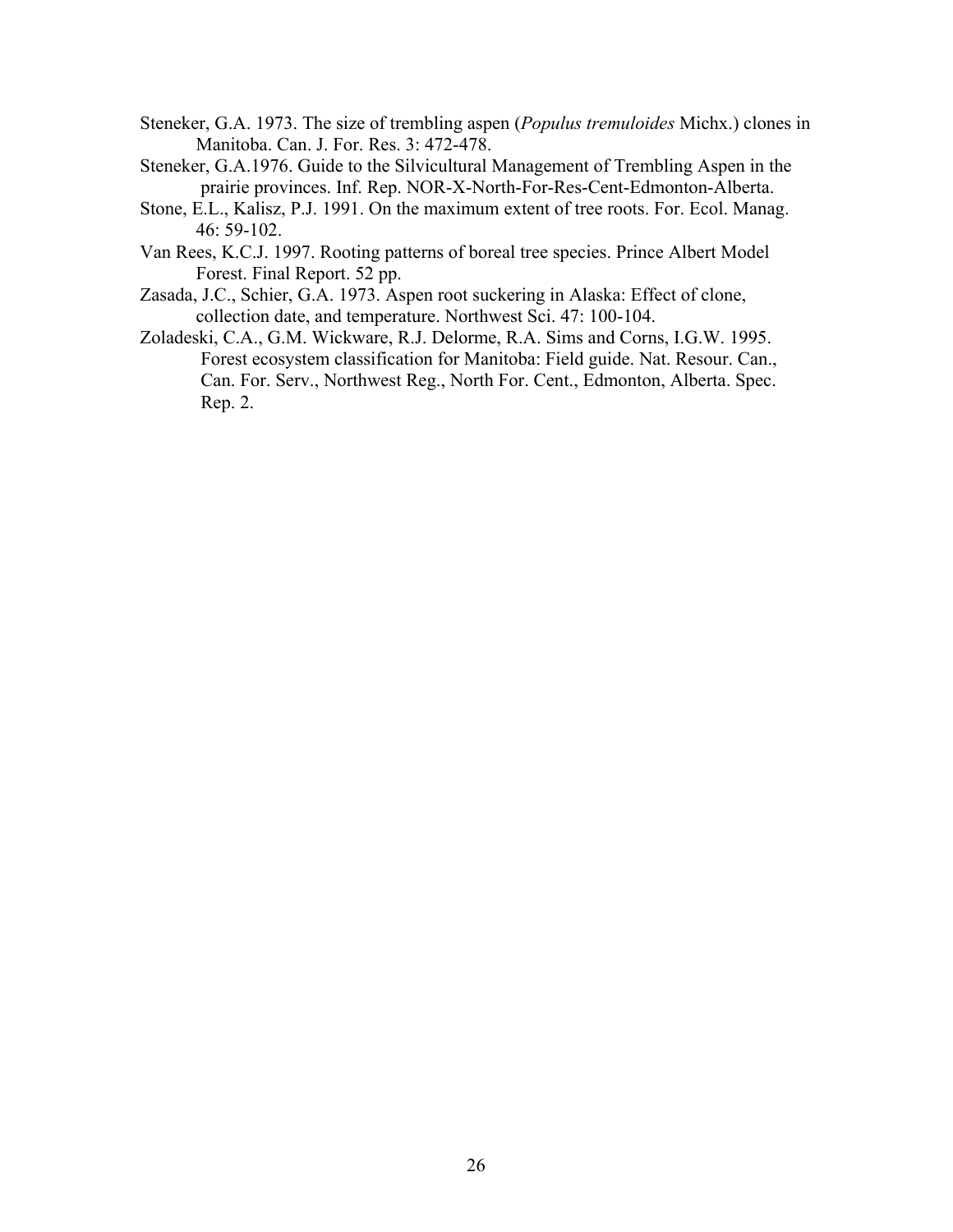Steneker, G.A. 1973. The size of trembling aspen (*Populus tremuloides* Michx.) clones in Manitoba. Can. J. For. Res. 3: 472-478.

Steneker, G.A.1976. Guide to the Silvicultural Management of Trembling Aspen in the prairie provinces. Inf. Rep. NOR-X-North-For-Res-Cent-Edmonton-Alberta.

Stone, E.L., Kalisz, P.J. 1991. On the maximum extent of tree roots. For. Ecol. Manag. 46: 59-102.

Van Rees, K.C.J. 1997. Rooting patterns of boreal tree species. Prince Albert Model Forest. Final Report. 52 pp.

Zasada, J.C., Schier, G.A. 1973. Aspen root suckering in Alaska: Effect of clone, collection date, and temperature. Northwest Sci. 47: 100-104.

Zoladeski, C.A., G.M. Wickware, R.J. Delorme, R.A. Sims and Corns, I.G.W. 1995. Forest ecosystem classification for Manitoba: Field guide. Nat. Resour. Can., Can. For. Serv., Northwest Reg., North For. Cent., Edmonton, Alberta. Spec. Rep. 2.